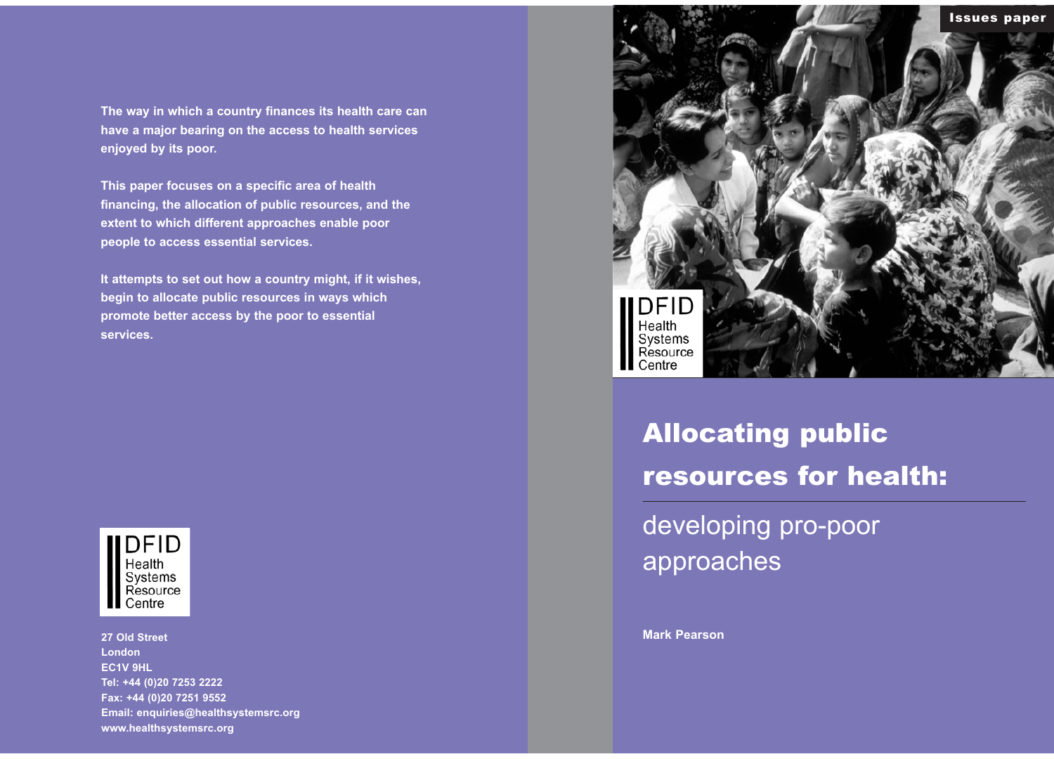Issues paper

# Allocating public resources for health:

## developing pro-poor approaches

**Mark Pearson**

DFID Health Systems Resource Centre

**The way in which a country finances its health care can have a major bearing on the access to health services enjoyed by its poor.**

**This paper focuses on a specific area of health financing, the allocation of public resources, and the extent to which different approaches enable poor people to access essential services.**

**It attempts to set out how a country might, if it wishes, begin to allocate public resources in ways which promote better access by the poor to essential services.**

DFID Health Systems Resource Centre

**27 Old Street**
**London**
**EC1V 9HL**
**Tel: +44 (0)20 7253 2222**
**Fax: +44 (0)20 7251 9552**
**Email: enquiries@healthsystemsrc.org**
**www.healthsystemsrc.org**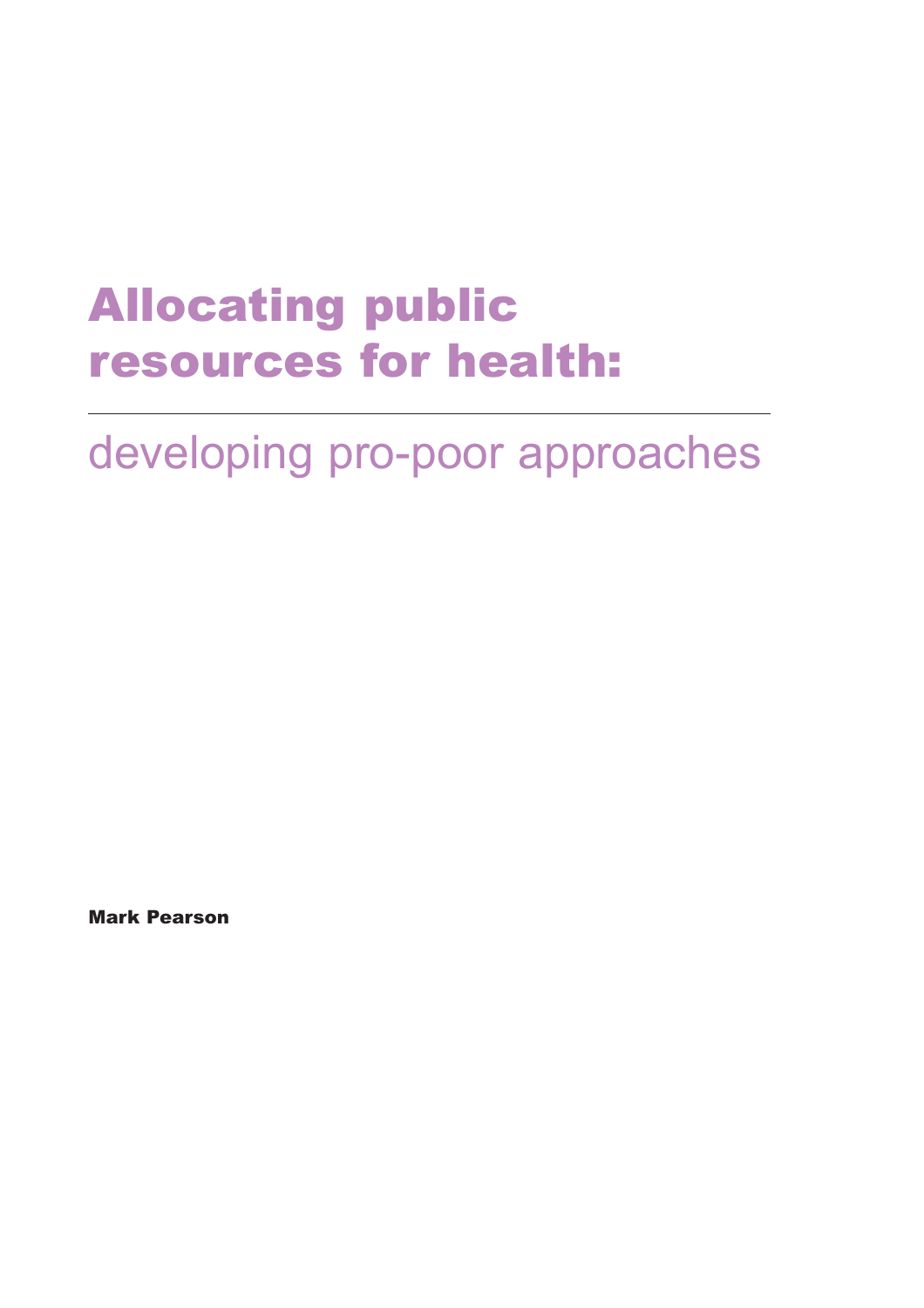# Allocating public resources for health:

---

## developing pro-poor approaches

**Mark Pearson**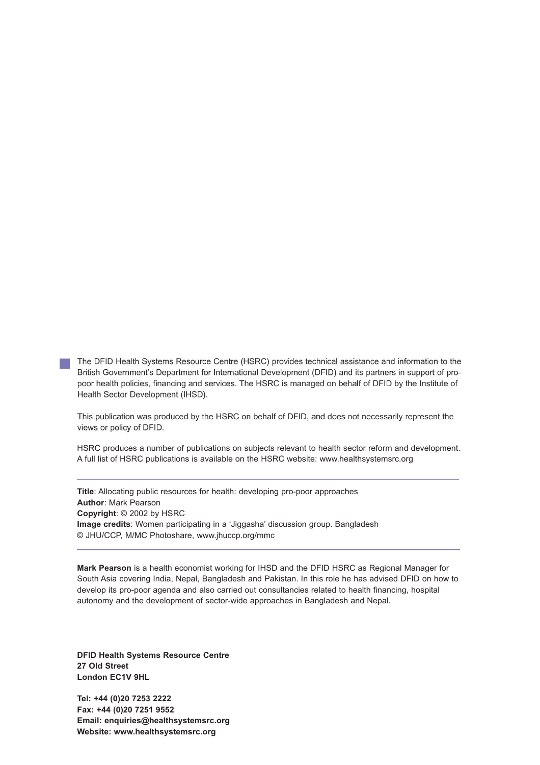The DFID Health Systems Resource Centre (HSRC) provides technical assistance and information to the British Government's Department for International Development (DFID) and its partners in support of pro-poor health policies, financing and services. The HSRC is managed on behalf of DFID by the Institute of Health Sector Development (IHSD).

This publication was produced by the HSRC on behalf of DFID, and does not necessarily represent the views or policy of DFID.

HSRC produces a number of publications on subjects relevant to health sector reform and development. A full list of HSRC publications is available on the HSRC website: www.healthsystemsrc.org

---

**Title**: Allocating public resources for health: developing pro-poor approaches
**Author**: Mark Pearson
**Copyright**: © 2002 by HSRC
**Image credits**: Women participating in a 'Jiggasha' discussion group. Bangladesh
© JHU/CCP, M/MC Photoshare, www.jhuccp.org/mmc

---

**Mark Pearson** is a health economist working for IHSD and the DFID HSRC as Regional Manager for South Asia covering India, Nepal, Bangladesh and Pakistan. In this role he has advised DFID on how to develop its pro-poor agenda and also carried out consultancies related to health financing, hospital autonomy and the development of sector-wide approaches in Bangladesh and Nepal.

**DFID Health Systems Resource Centre**
**27 Old Street**
**London EC1V 9HL**

**Tel: +44 (0)20 7253 2222**
**Fax: +44 (0)20 7251 9552**
**Email: enquiries@healthsystemsrc.org**
**Website: www.healthsystemsrc.org**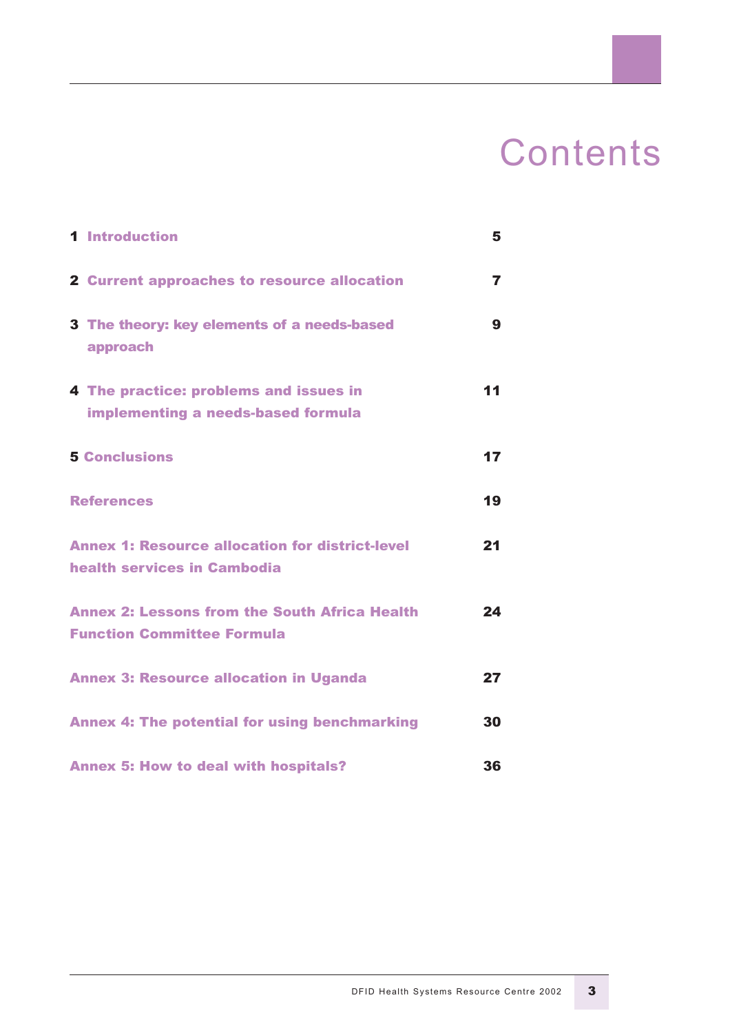# Contents

| | |
|---|---|
| **1 Introduction** | **5** |
| **2 Current approaches to resource allocation** | **7** |
| **3 The theory: key elements of a needs-based approach** | **9** |
| **4 The practice: problems and issues in implementing a needs-based formula** | **11** |
| **5 Conclusions** | **17** |
| **References** | **19** |
| **Annex 1: Resource allocation for district-level health services in Cambodia** | **21** |
| **Annex 2: Lessons from the South Africa Health Function Committee Formula** | **24** |
| **Annex 3: Resource allocation in Uganda** | **27** |
| **Annex 4: The potential for using benchmarking** | **30** |
| **Annex 5: How to deal with hospitals?** | **36** |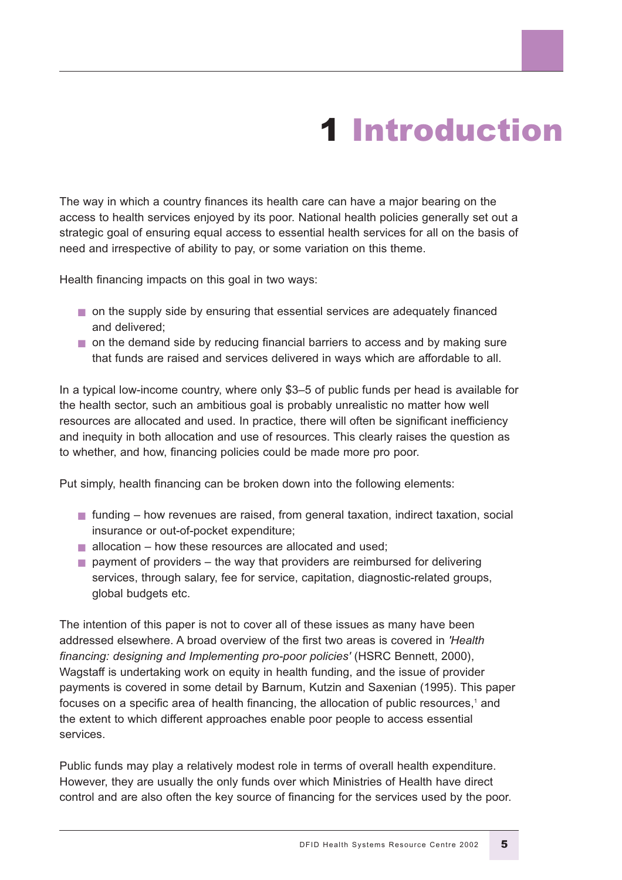# 1 Introduction

The way in which a country finances its health care can have a major bearing on the access to health services enjoyed by its poor. National health policies generally set out a strategic goal of ensuring equal access to essential health services for all on the basis of need and irrespective of ability to pay, or some variation on this theme.

Health financing impacts on this goal in two ways:

- on the supply side by ensuring that essential services are adequately financed and delivered;
- on the demand side by reducing financial barriers to access and by making sure that funds are raised and services delivered in ways which are affordable to all.

In a typical low-income country, where only $3–5 of public funds per head is available for the health sector, such an ambitious goal is probably unrealistic no matter how well resources are allocated and used. In practice, there will often be significant inefficiency and inequity in both allocation and use of resources. This clearly raises the question as to whether, and how, financing policies could be made more pro poor.

Put simply, health financing can be broken down into the following elements:

- funding – how revenues are raised, from general taxation, indirect taxation, social insurance or out-of-pocket expenditure;
- allocation – how these resources are allocated and used;
- payment of providers – the way that providers are reimbursed for delivering services, through salary, fee for service, capitation, diagnostic-related groups, global budgets etc.

The intention of this paper is not to cover all of these issues as many have been addressed elsewhere. A broad overview of the first two areas is covered in *'Health financing: designing and Implementing pro-poor policies'* (HSRC Bennett, 2000), Wagstaff is undertaking work on equity in health funding, and the issue of provider payments is covered in some detail by Barnum, Kutzin and Saxenian (1995). This paper focuses on a specific area of health financing, the allocation of public resources,[1] and the extent to which different approaches enable poor people to access essential services.

Public funds may play a relatively modest role in terms of overall health expenditure. However, they are usually the only funds over which Ministries of Health have direct control and are also often the key source of financing for the services used by the poor.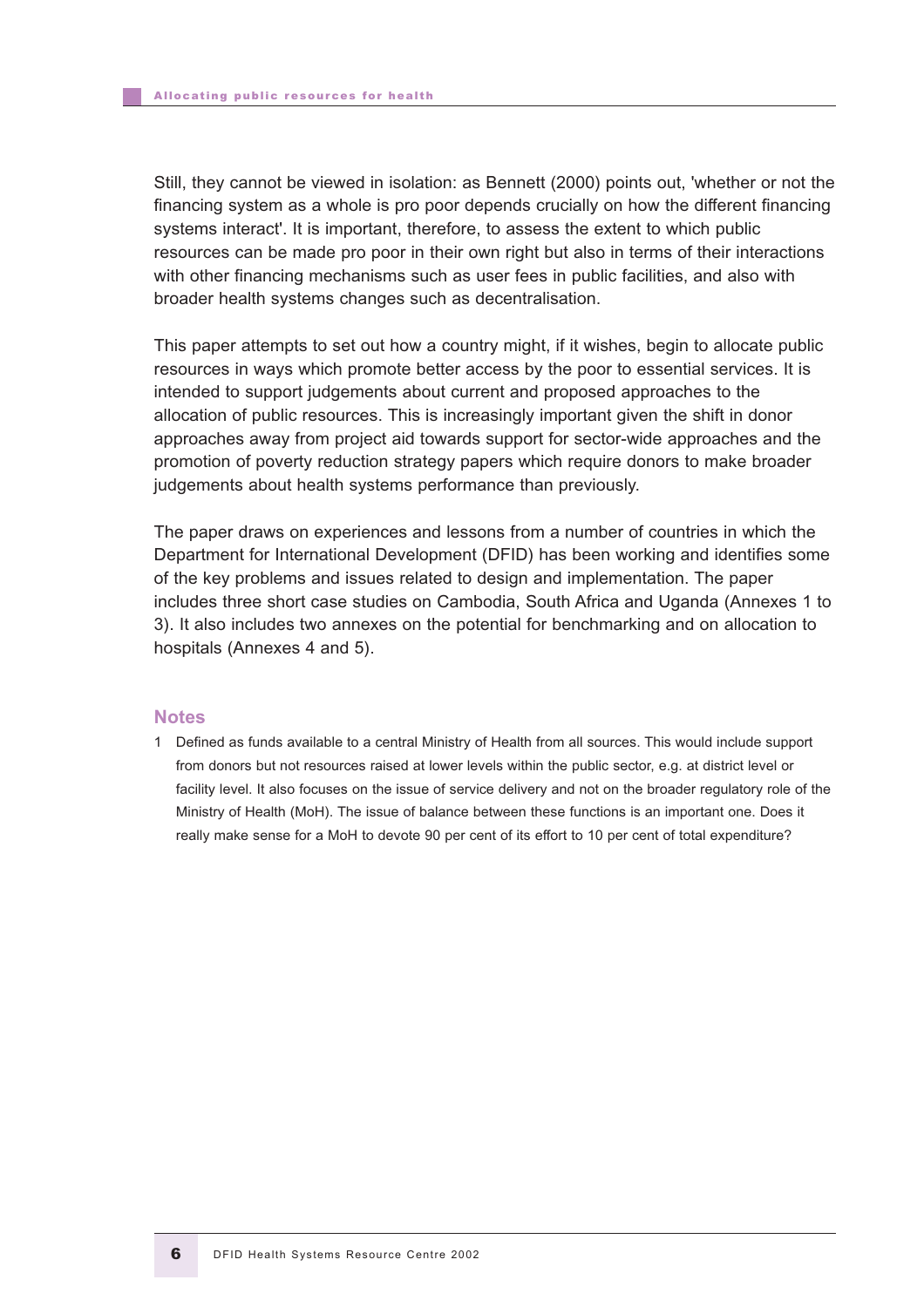Still, they cannot be viewed in isolation: as Bennett (2000) points out, 'whether or not the financing system as a whole is pro poor depends crucially on how the different financing systems interact'. It is important, therefore, to assess the extent to which public resources can be made pro poor in their own right but also in terms of their interactions with other financing mechanisms such as user fees in public facilities, and also with broader health systems changes such as decentralisation.

This paper attempts to set out how a country might, if it wishes, begin to allocate public resources in ways which promote better access by the poor to essential services. It is intended to support judgements about current and proposed approaches to the allocation of public resources. This is increasingly important given the shift in donor approaches away from project aid towards support for sector-wide approaches and the promotion of poverty reduction strategy papers which require donors to make broader judgements about health systems performance than previously.

The paper draws on experiences and lessons from a number of countries in which the Department for International Development (DFID) has been working and identifies some of the key problems and issues related to design and implementation. The paper includes three short case studies on Cambodia, South Africa and Uganda (Annexes 1 to 3). It also includes two annexes on the potential for benchmarking and on allocation to hospitals (Annexes 4 and 5).

## Notes

1 Defined as funds available to a central Ministry of Health from all sources. This would include support from donors but not resources raised at lower levels within the public sector, e.g. at district level or facility level. It also focuses on the issue of service delivery and not on the broader regulatory role of the Ministry of Health (MoH). The issue of balance between these functions is an important one. Does it really make sense for a MoH to devote 90 per cent of its effort to 10 per cent of total expenditure?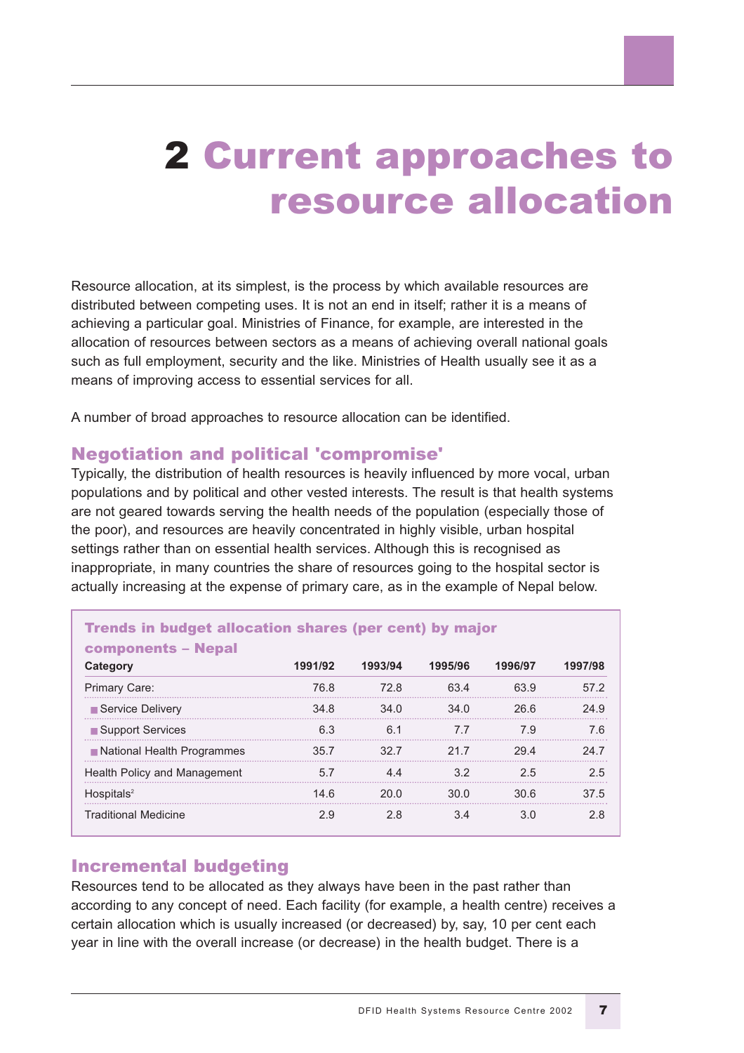# 2 Current approaches to resource allocation

Resource allocation, at its simplest, is the process by which available resources are distributed between competing uses. It is not an end in itself; rather it is a means of achieving a particular goal. Ministries of Finance, for example, are interested in the allocation of resources between sectors as a means of achieving overall national goals such as full employment, security and the like. Ministries of Health usually see it as a means of improving access to essential services for all.

A number of broad approaches to resource allocation can be identified.

## Negotiation and political 'compromise'

Typically, the distribution of health resources is heavily influenced by more vocal, urban populations and by political and other vested interests. The result is that health systems are not geared towards serving the health needs of the population (especially those of the poor), and resources are heavily concentrated in highly visible, urban hospital settings rather than on essential health services. Although this is recognised as inappropriate, in many countries the share of resources going to the hospital sector is actually increasing at the expense of primary care, as in the example of Nepal below.

**Trends in budget allocation shares (per cent) by major components – Nepal**

| Category | 1991/92 | 1993/94 | 1995/96 | 1996/97 | 1997/98 |
|---|---|---|---|---|---|
| Primary Care: | 76.8 | 72.8 | 63.4 | 63.9 | 57.2 |
| ■ Service Delivery | 34.8 | 34.0 | 34.0 | 26.6 | 24.9 |
| ■ Support Services | 6.3 | 6.1 | 7.7 | 7.9 | 7.6 |
| ■ National Health Programmes | 35.7 | 32.7 | 21.7 | 29.4 | 24.7 |
| Health Policy and Management | 5.7 | 4.4 | 3.2 | 2.5 | 2.5 |
| Hospitals[2] | 14.6 | 20.0 | 30.0 | 30.6 | 37.5 |
| Traditional Medicine | 2.9 | 2.8 | 3.4 | 3.0 | 2.8 |

## Incremental budgeting

Resources tend to be allocated as they always have been in the past rather than according to any concept of need. Each facility (for example, a health centre) receives a certain allocation which is usually increased (or decreased) by, say, 10 per cent each year in line with the overall increase (or decrease) in the health budget. There is a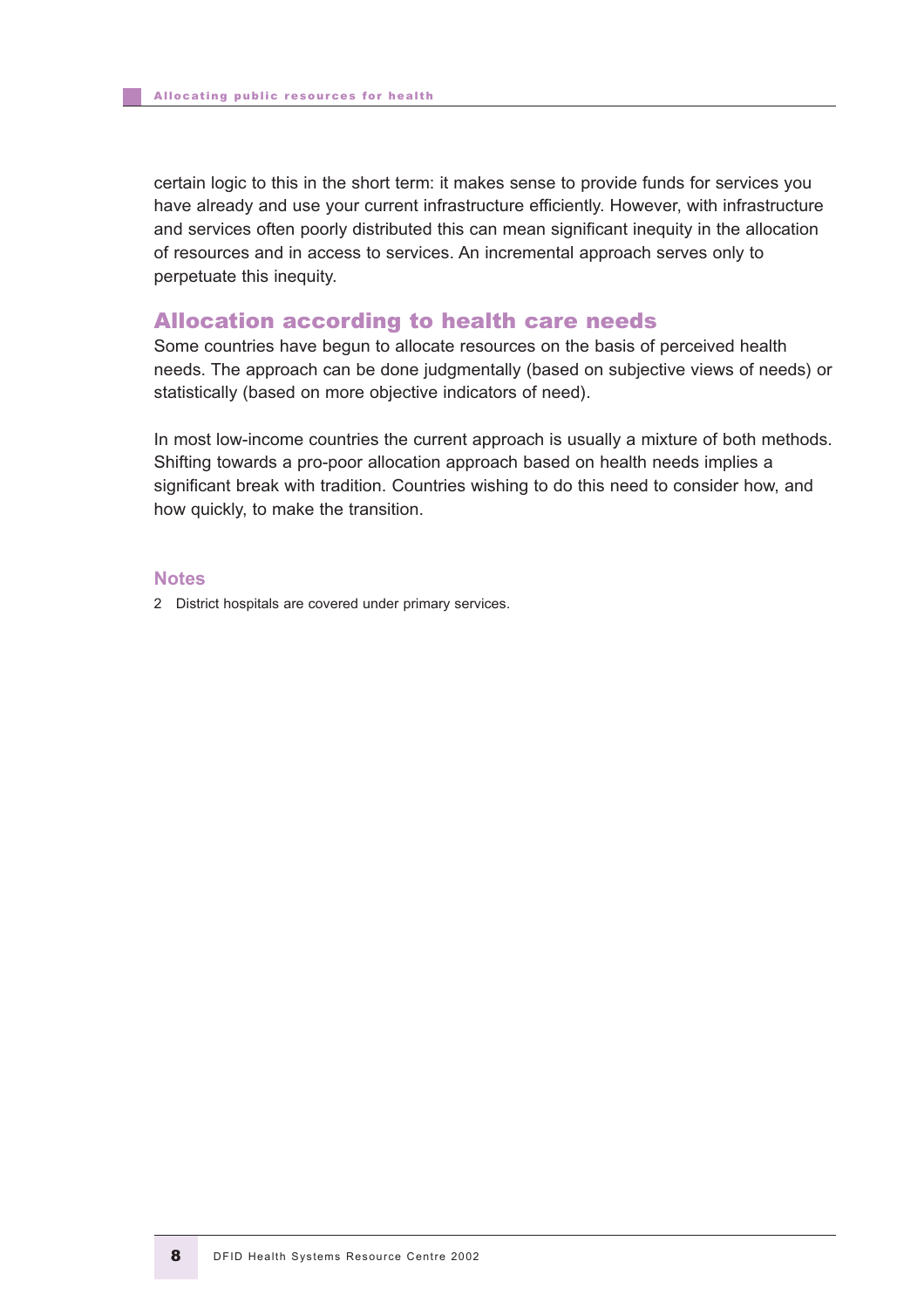certain logic to this in the short term: it makes sense to provide funds for services you have already and use your current infrastructure efficiently. However, with infrastructure and services often poorly distributed this can mean significant inequity in the allocation of resources and in access to services. An incremental approach serves only to perpetuate this inequity.

## Allocation according to health care needs

Some countries have begun to allocate resources on the basis of perceived health needs. The approach can be done judgmentally (based on subjective views of needs) or statistically (based on more objective indicators of need).

In most low-income countries the current approach is usually a mixture of both methods. Shifting towards a pro-poor allocation approach based on health needs implies a significant break with tradition. Countries wishing to do this need to consider how, and how quickly, to make the transition.

### Notes

2 District hospitals are covered under primary services.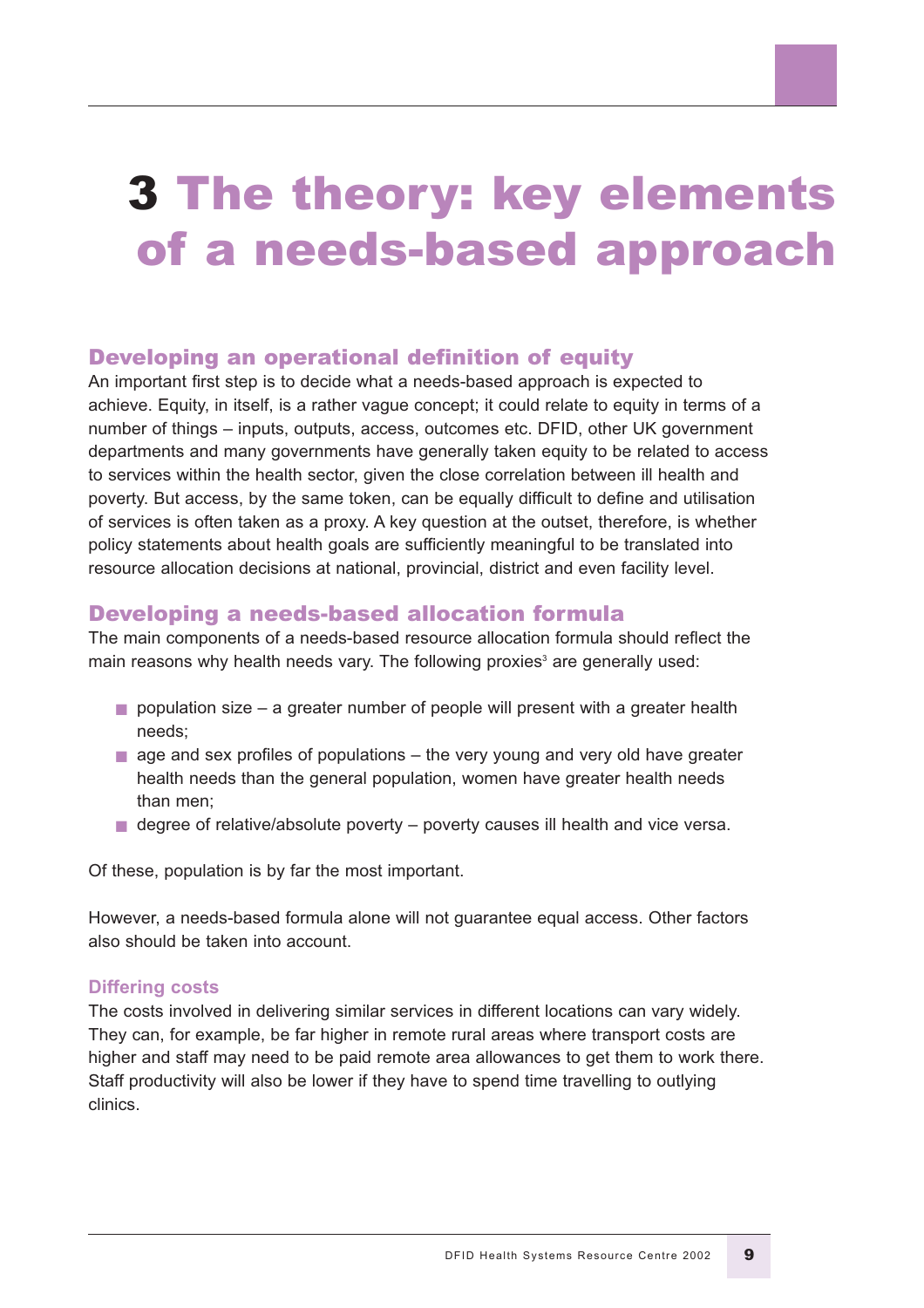# 3 The theory: key elements of a needs-based approach

## Developing an operational definition of equity

An important first step is to decide what a needs-based approach is expected to achieve. Equity, in itself, is a rather vague concept; it could relate to equity in terms of a number of things – inputs, outputs, access, outcomes etc. DFID, other UK government departments and many governments have generally taken equity to be related to access to services within the health sector, given the close correlation between ill health and poverty. But access, by the same token, can be equally difficult to define and utilisation of services is often taken as a proxy. A key question at the outset, therefore, is whether policy statements about health goals are sufficiently meaningful to be translated into resource allocation decisions at national, provincial, district and even facility level.

## Developing a needs-based allocation formula

The main components of a needs-based resource allocation formula should reflect the main reasons why health needs vary. The following proxies[3] are generally used:

- population size – a greater number of people will present with a greater health needs;
- age and sex profiles of populations – the very young and very old have greater health needs than the general population, women have greater health needs than men;
- degree of relative/absolute poverty – poverty causes ill health and vice versa.

Of these, population is by far the most important.

However, a needs-based formula alone will not guarantee equal access. Other factors also should be taken into account.

### Differing costs

The costs involved in delivering similar services in different locations can vary widely. They can, for example, be far higher in remote rural areas where transport costs are higher and staff may need to be paid remote area allowances to get them to work there. Staff productivity will also be lower if they have to spend time travelling to outlying clinics.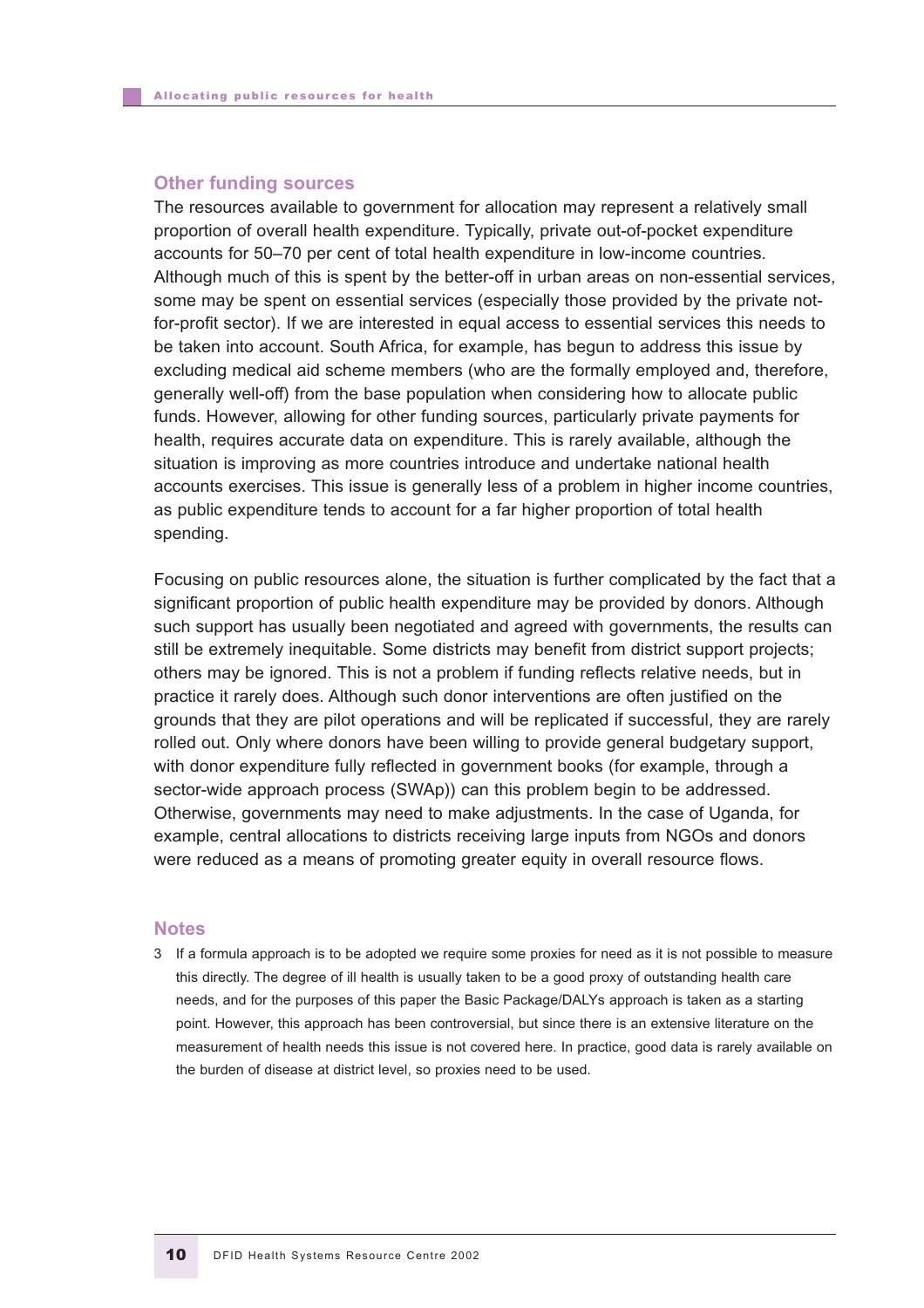## Other funding sources

The resources available to government for allocation may represent a relatively small proportion of overall health expenditure. Typically, private out-of-pocket expenditure accounts for 50–70 per cent of total health expenditure in low-income countries. Although much of this is spent by the better-off in urban areas on non-essential services, some may be spent on essential services (especially those provided by the private not-for-profit sector). If we are interested in equal access to essential services this needs to be taken into account. South Africa, for example, has begun to address this issue by excluding medical aid scheme members (who are the formally employed and, therefore, generally well-off) from the base population when considering how to allocate public funds. However, allowing for other funding sources, particularly private payments for health, requires accurate data on expenditure. This is rarely available, although the situation is improving as more countries introduce and undertake national health accounts exercises. This issue is generally less of a problem in higher income countries, as public expenditure tends to account for a far higher proportion of total health spending.

Focusing on public resources alone, the situation is further complicated by the fact that a significant proportion of public health expenditure may be provided by donors. Although such support has usually been negotiated and agreed with governments, the results can still be extremely inequitable. Some districts may benefit from district support projects; others may be ignored. This is not a problem if funding reflects relative needs, but in practice it rarely does. Although such donor interventions are often justified on the grounds that they are pilot operations and will be replicated if successful, they are rarely rolled out. Only where donors have been willing to provide general budgetary support, with donor expenditure fully reflected in government books (for example, through a sector-wide approach process (SWAp)) can this problem begin to be addressed. Otherwise, governments may need to make adjustments. In the case of Uganda, for example, central allocations to districts receiving large inputs from NGOs and donors were reduced as a means of promoting greater equity in overall resource flows.

## Notes

3 If a formula approach is to be adopted we require some proxies for need as it is not possible to measure this directly. The degree of ill health is usually taken to be a good proxy of outstanding health care needs, and for the purposes of this paper the Basic Package/DALYs approach is taken as a starting point. However, this approach has been controversial, but since there is an extensive literature on the measurement of health needs this issue is not covered here. In practice, good data is rarely available on the burden of disease at district level, so proxies need to be used.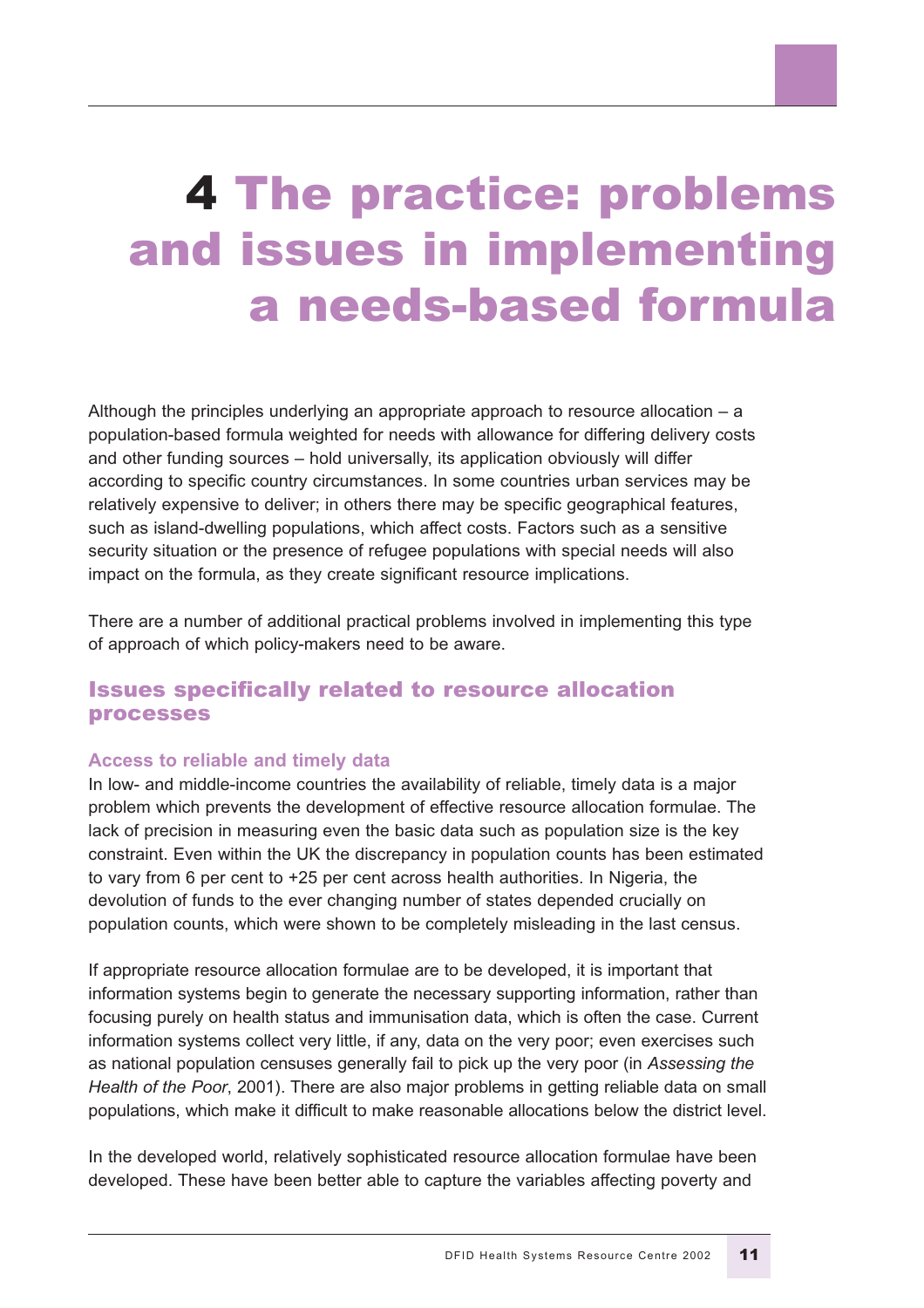# 4 The practice: problems and issues in implementing a needs-based formula

Although the principles underlying an appropriate approach to resource allocation – a population-based formula weighted for needs with allowance for differing delivery costs and other funding sources – hold universally, its application obviously will differ according to specific country circumstances. In some countries urban services may be relatively expensive to deliver; in others there may be specific geographical features, such as island-dwelling populations, which affect costs. Factors such as a sensitive security situation or the presence of refugee populations with special needs will also impact on the formula, as they create significant resource implications.

There are a number of additional practical problems involved in implementing this type of approach of which policy-makers need to be aware.

## Issues specifically related to resource allocation processes

### Access to reliable and timely data

In low- and middle-income countries the availability of reliable, timely data is a major problem which prevents the development of effective resource allocation formulae. The lack of precision in measuring even the basic data such as population size is the key constraint. Even within the UK the discrepancy in population counts has been estimated to vary from 6 per cent to +25 per cent across health authorities. In Nigeria, the devolution of funds to the ever changing number of states depended crucially on population counts, which were shown to be completely misleading in the last census.

If appropriate resource allocation formulae are to be developed, it is important that information systems begin to generate the necessary supporting information, rather than focusing purely on health status and immunisation data, which is often the case. Current information systems collect very little, if any, data on the very poor; even exercises such as national population censuses generally fail to pick up the very poor (in *Assessing the Health of the Poor*, 2001). There are also major problems in getting reliable data on small populations, which make it difficult to make reasonable allocations below the district level.

In the developed world, relatively sophisticated resource allocation formulae have been developed. These have been better able to capture the variables affecting poverty and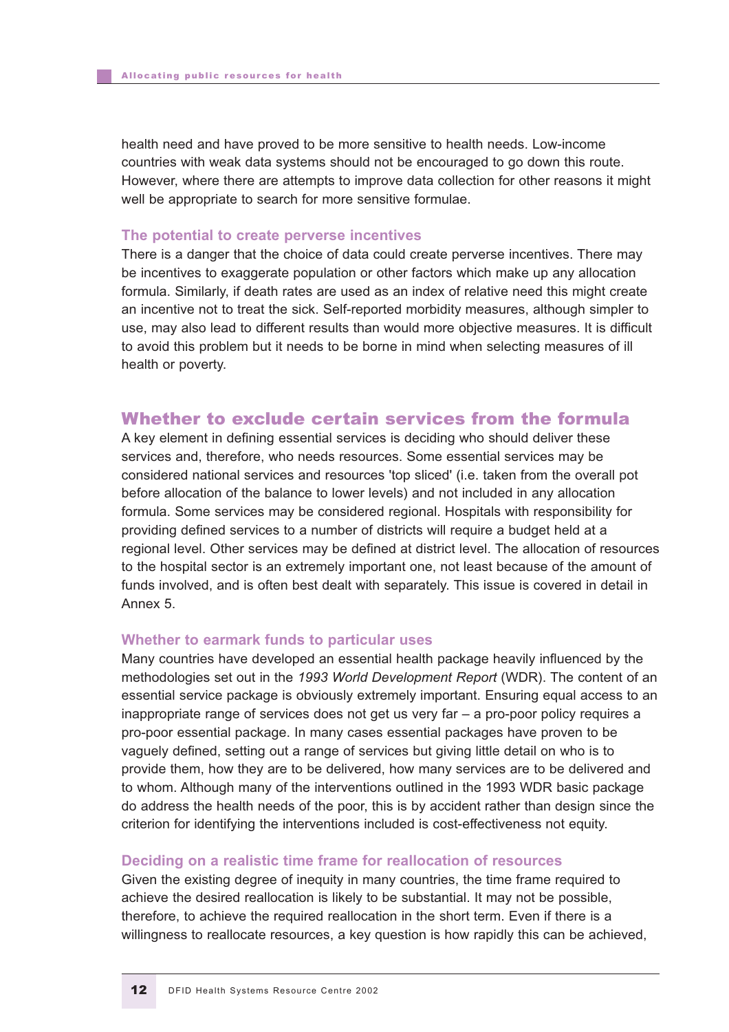health need and have proved to be more sensitive to health needs. Low-income countries with weak data systems should not be encouraged to go down this route. However, where there are attempts to improve data collection for other reasons it might well be appropriate to search for more sensitive formulae.

### The potential to create perverse incentives

There is a danger that the choice of data could create perverse incentives. There may be incentives to exaggerate population or other factors which make up any allocation formula. Similarly, if death rates are used as an index of relative need this might create an incentive not to treat the sick. Self-reported morbidity measures, although simpler to use, may also lead to different results than would more objective measures. It is difficult to avoid this problem but it needs to be borne in mind when selecting measures of ill health or poverty.

## Whether to exclude certain services from the formula

A key element in defining essential services is deciding who should deliver these services and, therefore, who needs resources. Some essential services may be considered national services and resources 'top sliced' (i.e. taken from the overall pot before allocation of the balance to lower levels) and not included in any allocation formula. Some services may be considered regional. Hospitals with responsibility for providing defined services to a number of districts will require a budget held at a regional level. Other services may be defined at district level. The allocation of resources to the hospital sector is an extremely important one, not least because of the amount of funds involved, and is often best dealt with separately. This issue is covered in detail in Annex 5.

### Whether to earmark funds to particular uses

Many countries have developed an essential health package heavily influenced by the methodologies set out in the *1993 World Development Report* (WDR). The content of an essential service package is obviously extremely important. Ensuring equal access to an inappropriate range of services does not get us very far – a pro-poor policy requires a pro-poor essential package. In many cases essential packages have proven to be vaguely defined, setting out a range of services but giving little detail on who is to provide them, how they are to be delivered, how many services are to be delivered and to whom. Although many of the interventions outlined in the 1993 WDR basic package do address the health needs of the poor, this is by accident rather than design since the criterion for identifying the interventions included is cost-effectiveness not equity.

### Deciding on a realistic time frame for reallocation of resources

Given the existing degree of inequity in many countries, the time frame required to achieve the desired reallocation is likely to be substantial. It may not be possible, therefore, to achieve the required reallocation in the short term. Even if there is a willingness to reallocate resources, a key question is how rapidly this can be achieved,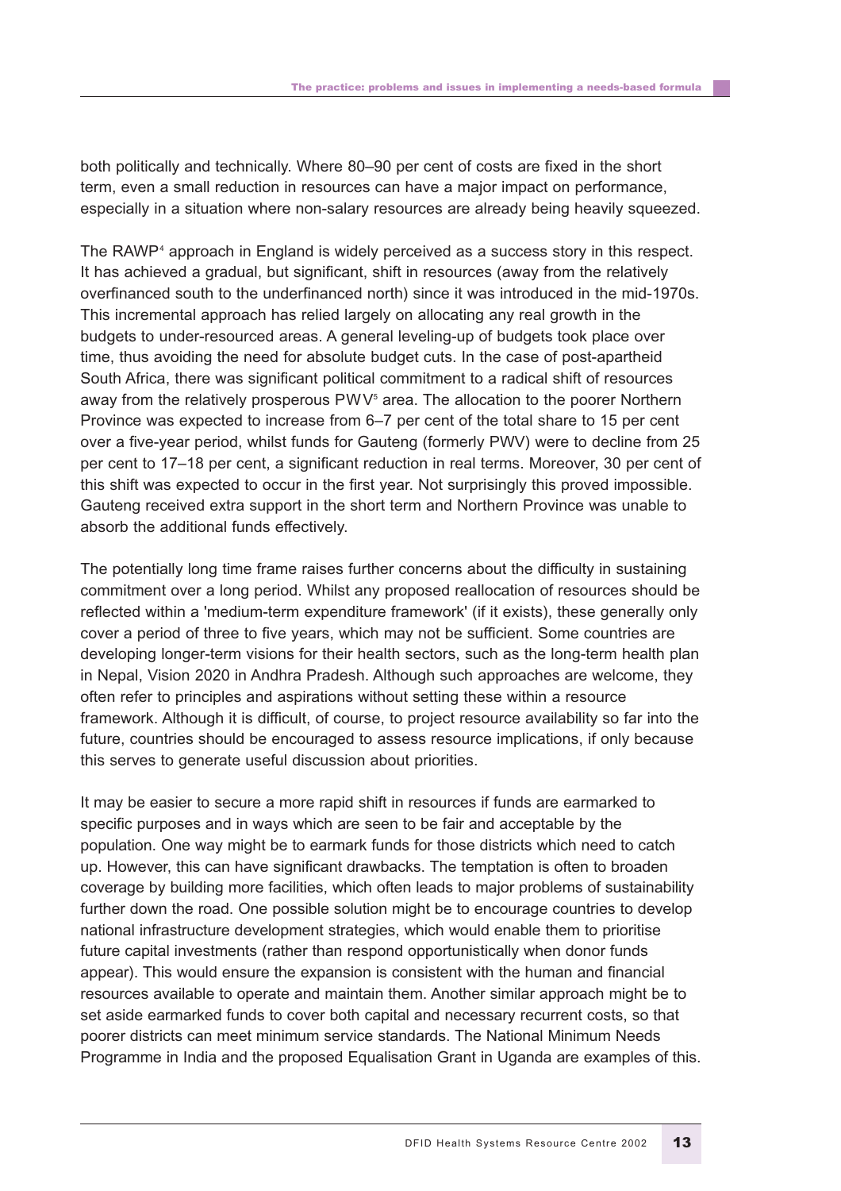both politically and technically. Where 80–90 per cent of costs are fixed in the short term, even a small reduction in resources can have a major impact on performance, especially in a situation where non-salary resources are already being heavily squeezed.

The RAWP[4] approach in England is widely perceived as a success story in this respect. It has achieved a gradual, but significant, shift in resources (away from the relatively overfinanced south to the underfinanced north) since it was introduced in the mid-1970s. This incremental approach has relied largely on allocating any real growth in the budgets to under-resourced areas. A general leveling-up of budgets took place over time, thus avoiding the need for absolute budget cuts. In the case of post-apartheid South Africa, there was significant political commitment to a radical shift of resources away from the relatively prosperous PWV[5] area. The allocation to the poorer Northern Province was expected to increase from 6–7 per cent of the total share to 15 per cent over a five-year period, whilst funds for Gauteng (formerly PWV) were to decline from 25 per cent to 17–18 per cent, a significant reduction in real terms. Moreover, 30 per cent of this shift was expected to occur in the first year. Not surprisingly this proved impossible. Gauteng received extra support in the short term and Northern Province was unable to absorb the additional funds effectively.

The potentially long time frame raises further concerns about the difficulty in sustaining commitment over a long period. Whilst any proposed reallocation of resources should be reflected within a 'medium-term expenditure framework' (if it exists), these generally only cover a period of three to five years, which may not be sufficient. Some countries are developing longer-term visions for their health sectors, such as the long-term health plan in Nepal, Vision 2020 in Andhra Pradesh. Although such approaches are welcome, they often refer to principles and aspirations without setting these within a resource framework. Although it is difficult, of course, to project resource availability so far into the future, countries should be encouraged to assess resource implications, if only because this serves to generate useful discussion about priorities.

It may be easier to secure a more rapid shift in resources if funds are earmarked to specific purposes and in ways which are seen to be fair and acceptable by the population. One way might be to earmark funds for those districts which need to catch up. However, this can have significant drawbacks. The temptation is often to broaden coverage by building more facilities, which often leads to major problems of sustainability further down the road. One possible solution might be to encourage countries to develop national infrastructure development strategies, which would enable them to prioritise future capital investments (rather than respond opportunistically when donor funds appear). This would ensure the expansion is consistent with the human and financial resources available to operate and maintain them. Another similar approach might be to set aside earmarked funds to cover both capital and necessary recurrent costs, so that poorer districts can meet minimum service standards. The National Minimum Needs Programme in India and the proposed Equalisation Grant in Uganda are examples of this.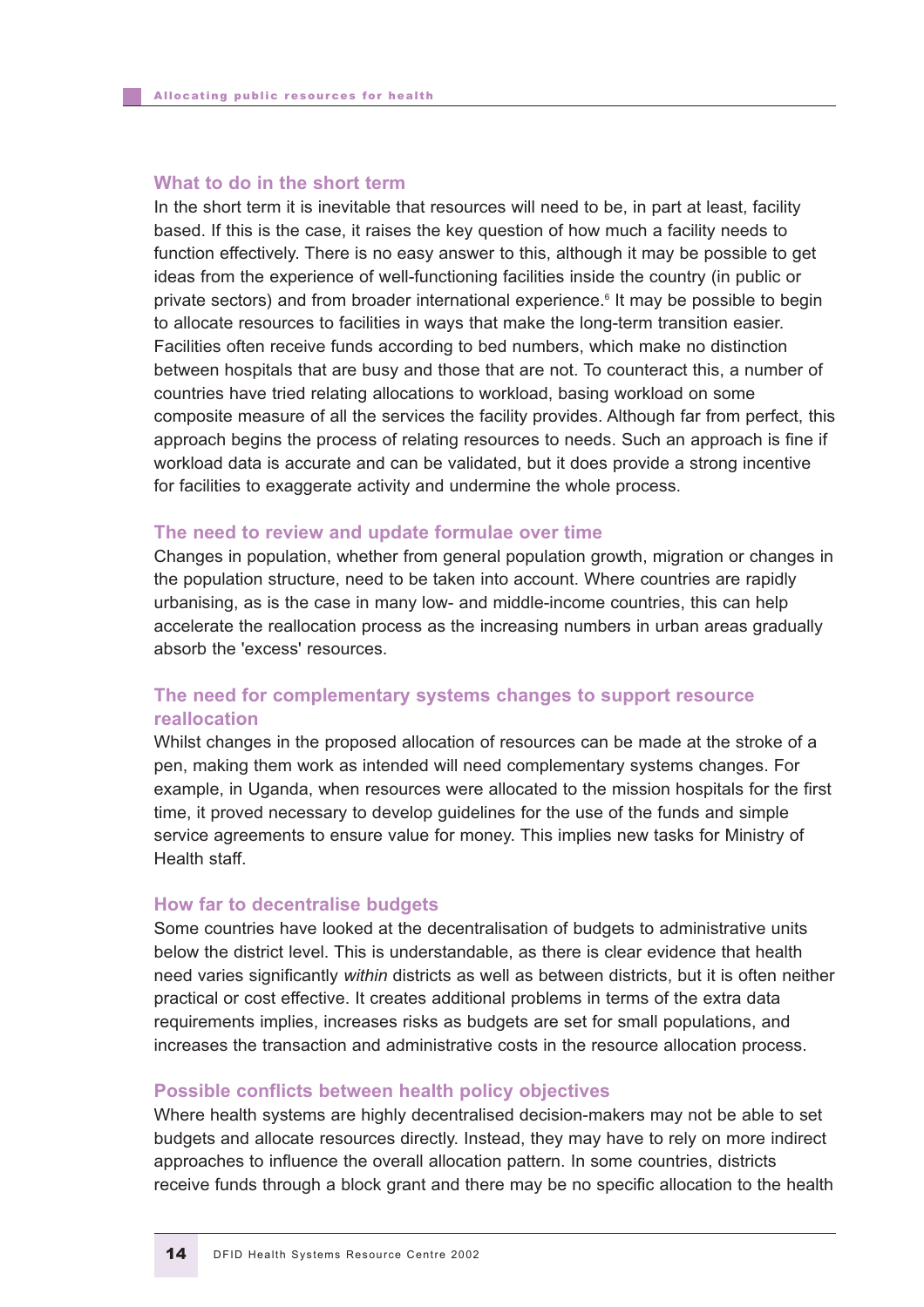### What to do in the short term

In the short term it is inevitable that resources will need to be, in part at least, facility based. If this is the case, it raises the key question of how much a facility needs to function effectively. There is no easy answer to this, although it may be possible to get ideas from the experience of well-functioning facilities inside the country (in public or private sectors) and from broader international experience.[6] It may be possible to begin to allocate resources to facilities in ways that make the long-term transition easier. Facilities often receive funds according to bed numbers, which make no distinction between hospitals that are busy and those that are not. To counteract this, a number of countries have tried relating allocations to workload, basing workload on some composite measure of all the services the facility provides. Although far from perfect, this approach begins the process of relating resources to needs. Such an approach is fine if workload data is accurate and can be validated, but it does provide a strong incentive for facilities to exaggerate activity and undermine the whole process.

### The need to review and update formulae over time

Changes in population, whether from general population growth, migration or changes in the population structure, need to be taken into account. Where countries are rapidly urbanising, as is the case in many low- and middle-income countries, this can help accelerate the reallocation process as the increasing numbers in urban areas gradually absorb the 'excess' resources.

### The need for complementary systems changes to support resource reallocation

Whilst changes in the proposed allocation of resources can be made at the stroke of a pen, making them work as intended will need complementary systems changes. For example, in Uganda, when resources were allocated to the mission hospitals for the first time, it proved necessary to develop guidelines for the use of the funds and simple service agreements to ensure value for money. This implies new tasks for Ministry of Health staff.

### How far to decentralise budgets

Some countries have looked at the decentralisation of budgets to administrative units below the district level. This is understandable, as there is clear evidence that health need varies significantly *within* districts as well as between districts, but it is often neither practical or cost effective. It creates additional problems in terms of the extra data requirements implies, increases risks as budgets are set for small populations, and increases the transaction and administrative costs in the resource allocation process.

### Possible conflicts between health policy objectives

Where health systems are highly decentralised decision-makers may not be able to set budgets and allocate resources directly. Instead, they may have to rely on more indirect approaches to influence the overall allocation pattern. In some countries, districts receive funds through a block grant and there may be no specific allocation to the health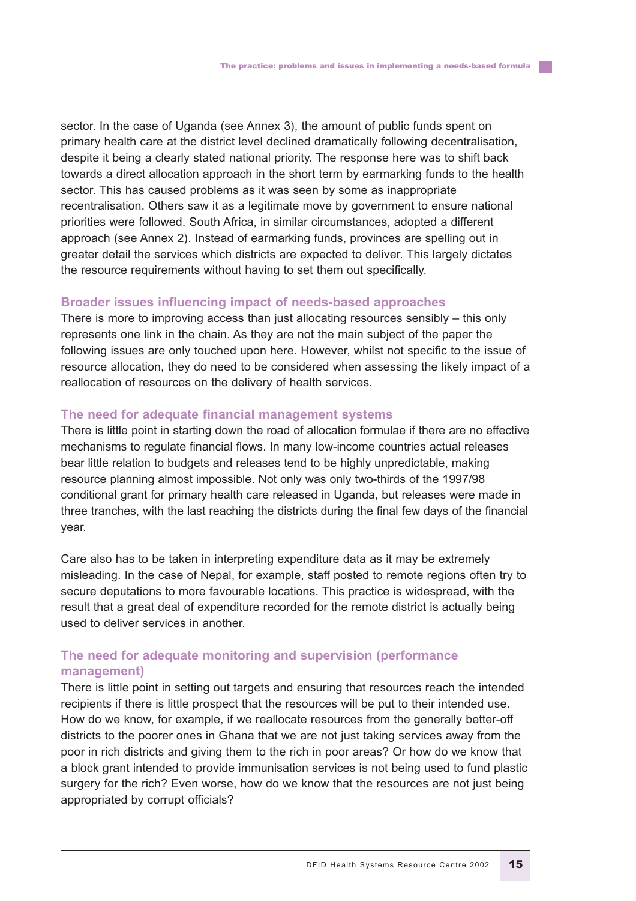sector. In the case of Uganda (see Annex 3), the amount of public funds spent on primary health care at the district level declined dramatically following decentralisation, despite it being a clearly stated national priority. The response here was to shift back towards a direct allocation approach in the short term by earmarking funds to the health sector. This has caused problems as it was seen by some as inappropriate recentralisation. Others saw it as a legitimate move by government to ensure national priorities were followed. South Africa, in similar circumstances, adopted a different approach (see Annex 2). Instead of earmarking funds, provinces are spelling out in greater detail the services which districts are expected to deliver. This largely dictates the resource requirements without having to set them out specifically.

### Broader issues influencing impact of needs-based approaches

There is more to improving access than just allocating resources sensibly – this only represents one link in the chain. As they are not the main subject of the paper the following issues are only touched upon here. However, whilst not specific to the issue of resource allocation, they do need to be considered when assessing the likely impact of a reallocation of resources on the delivery of health services.

### The need for adequate financial management systems

There is little point in starting down the road of allocation formulae if there are no effective mechanisms to regulate financial flows. In many low-income countries actual releases bear little relation to budgets and releases tend to be highly unpredictable, making resource planning almost impossible. Not only was only two-thirds of the 1997/98 conditional grant for primary health care released in Uganda, but releases were made in three tranches, with the last reaching the districts during the final few days of the financial year.

Care also has to be taken in interpreting expenditure data as it may be extremely misleading. In the case of Nepal, for example, staff posted to remote regions often try to secure deputations to more favourable locations. This practice is widespread, with the result that a great deal of expenditure recorded for the remote district is actually being used to deliver services in another.

### The need for adequate monitoring and supervision (performance management)

There is little point in setting out targets and ensuring that resources reach the intended recipients if there is little prospect that the resources will be put to their intended use. How do we know, for example, if we reallocate resources from the generally better-off districts to the poorer ones in Ghana that we are not just taking services away from the poor in rich districts and giving them to the rich in poor areas? Or how do we know that a block grant intended to provide immunisation services is not being used to fund plastic surgery for the rich? Even worse, how do we know that the resources are not just being appropriated by corrupt officials?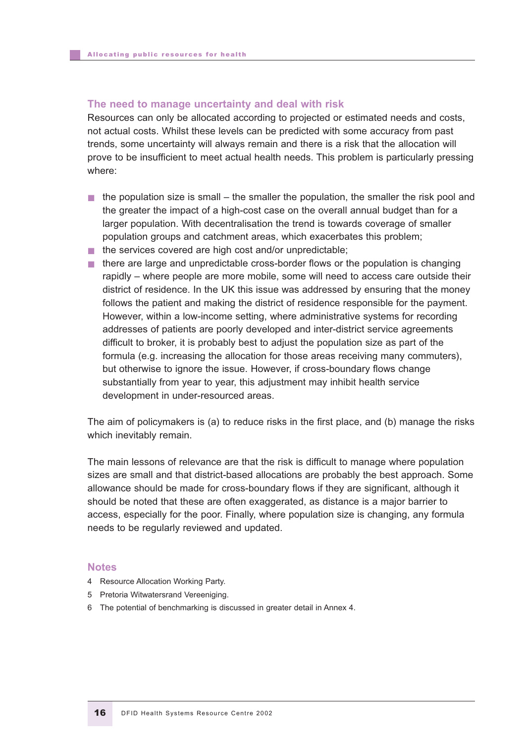## The need to manage uncertainty and deal with risk

Resources can only be allocated according to projected or estimated needs and costs, not actual costs. Whilst these levels can be predicted with some accuracy from past trends, some uncertainty will always remain and there is a risk that the allocation will prove to be insufficient to meet actual health needs. This problem is particularly pressing where:

- the population size is small – the smaller the population, the smaller the risk pool and the greater the impact of a high-cost case on the overall annual budget than for a larger population. With decentralisation the trend is towards coverage of smaller population groups and catchment areas, which exacerbates this problem;
- the services covered are high cost and/or unpredictable;
- there are large and unpredictable cross-border flows or the population is changing rapidly – where people are more mobile, some will need to access care outside their district of residence. In the UK this issue was addressed by ensuring that the money follows the patient and making the district of residence responsible for the payment. However, within a low-income setting, where administrative systems for recording addresses of patients are poorly developed and inter-district service agreements difficult to broker, it is probably best to adjust the population size as part of the formula (e.g. increasing the allocation for those areas receiving many commuters), but otherwise to ignore the issue. However, if cross-boundary flows change substantially from year to year, this adjustment may inhibit health service development in under-resourced areas.

The aim of policymakers is (a) to reduce risks in the first place, and (b) manage the risks which inevitably remain.

The main lessons of relevance are that the risk is difficult to manage where population sizes are small and that district-based allocations are probably the best approach. Some allowance should be made for cross-boundary flows if they are significant, although it should be noted that these are often exaggerated, as distance is a major barrier to access, especially for the poor. Finally, where population size is changing, any formula needs to be regularly reviewed and updated.

## Notes

4 Resource Allocation Working Party.

5 Pretoria Witwatersrand Vereeniging.

6 The potential of benchmarking is discussed in greater detail in Annex 4.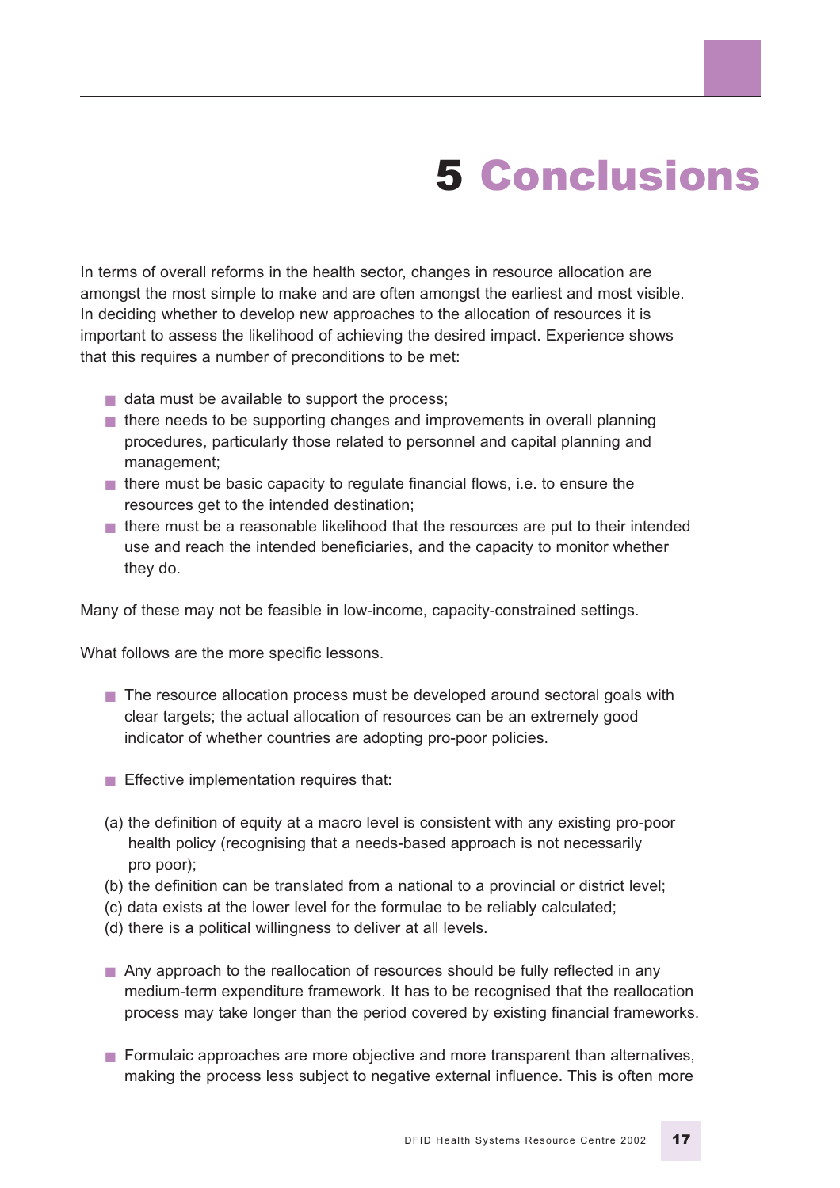# 5 Conclusions

In terms of overall reforms in the health sector, changes in resource allocation are amongst the most simple to make and are often amongst the earliest and most visible. In deciding whether to develop new approaches to the allocation of resources it is important to assess the likelihood of achieving the desired impact. Experience shows that this requires a number of preconditions to be met:

- data must be available to support the process;
- there needs to be supporting changes and improvements in overall planning procedures, particularly those related to personnel and capital planning and management;
- there must be basic capacity to regulate financial flows, i.e. to ensure the resources get to the intended destination;
- there must be a reasonable likelihood that the resources are put to their intended use and reach the intended beneficiaries, and the capacity to monitor whether they do.

Many of these may not be feasible in low-income, capacity-constrained settings.

What follows are the more specific lessons.

- The resource allocation process must be developed around sectoral goals with clear targets; the actual allocation of resources can be an extremely good indicator of whether countries are adopting pro-poor policies.

- Effective implementation requires that:

(a) the definition of equity at a macro level is consistent with any existing pro-poor health policy (recognising that a needs-based approach is not necessarily pro poor);
(b) the definition can be translated from a national to a provincial or district level;
(c) data exists at the lower level for the formulae to be reliably calculated;
(d) there is a political willingness to deliver at all levels.

- Any approach to the reallocation of resources should be fully reflected in any medium-term expenditure framework. It has to be recognised that the reallocation process may take longer than the period covered by existing financial frameworks.

- Formulaic approaches are more objective and more transparent than alternatives, making the process less subject to negative external influence. This is often more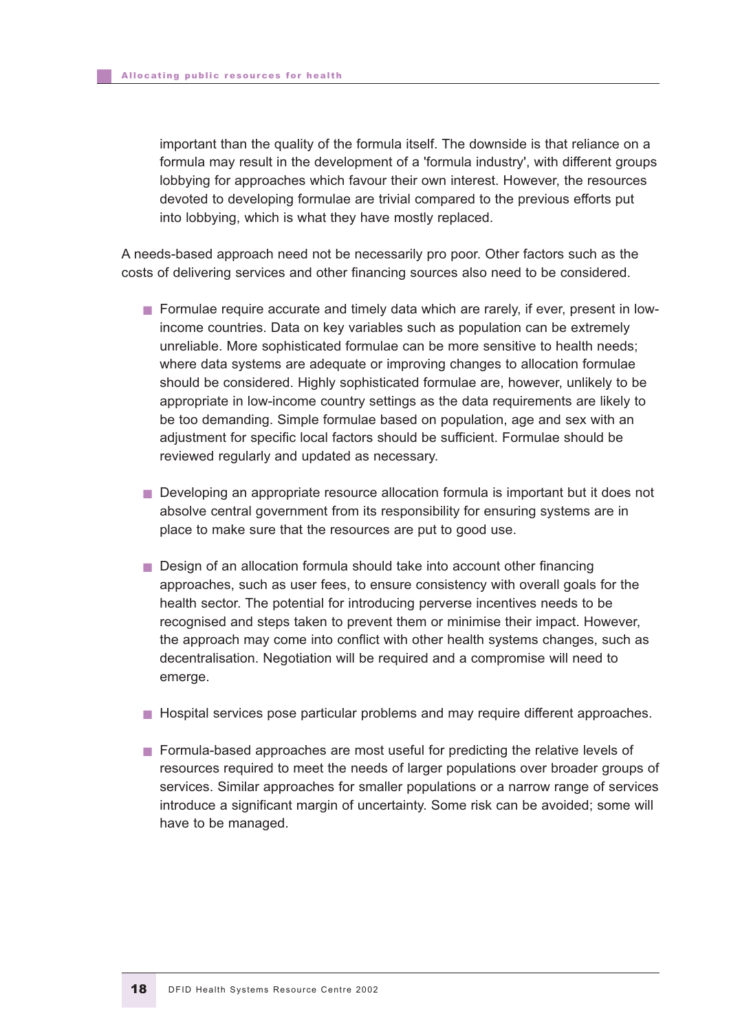important than the quality of the formula itself. The downside is that reliance on a formula may result in the development of a 'formula industry', with different groups lobbying for approaches which favour their own interest. However, the resources devoted to developing formulae are trivial compared to the previous efforts put into lobbying, which is what they have mostly replaced.

A needs-based approach need not be necessarily pro poor. Other factors such as the costs of delivering services and other financing sources also need to be considered.

- Formulae require accurate and timely data which are rarely, if ever, present in low-income countries. Data on key variables such as population can be extremely unreliable. More sophisticated formulae can be more sensitive to health needs; where data systems are adequate or improving changes to allocation formulae should be considered. Highly sophisticated formulae are, however, unlikely to be appropriate in low-income country settings as the data requirements are likely to be too demanding. Simple formulae based on population, age and sex with an adjustment for specific local factors should be sufficient. Formulae should be reviewed regularly and updated as necessary.

- Developing an appropriate resource allocation formula is important but it does not absolve central government from its responsibility for ensuring systems are in place to make sure that the resources are put to good use.

- Design of an allocation formula should take into account other financing approaches, such as user fees, to ensure consistency with overall goals for the health sector. The potential for introducing perverse incentives needs to be recognised and steps taken to prevent them or minimise their impact. However, the approach may come into conflict with other health systems changes, such as decentralisation. Negotiation will be required and a compromise will need to emerge.

- Hospital services pose particular problems and may require different approaches.

- Formula-based approaches are most useful for predicting the relative levels of resources required to meet the needs of larger populations over broader groups of services. Similar approaches for smaller populations or a narrow range of services introduce a significant margin of uncertainty. Some risk can be avoided; some will have to be managed.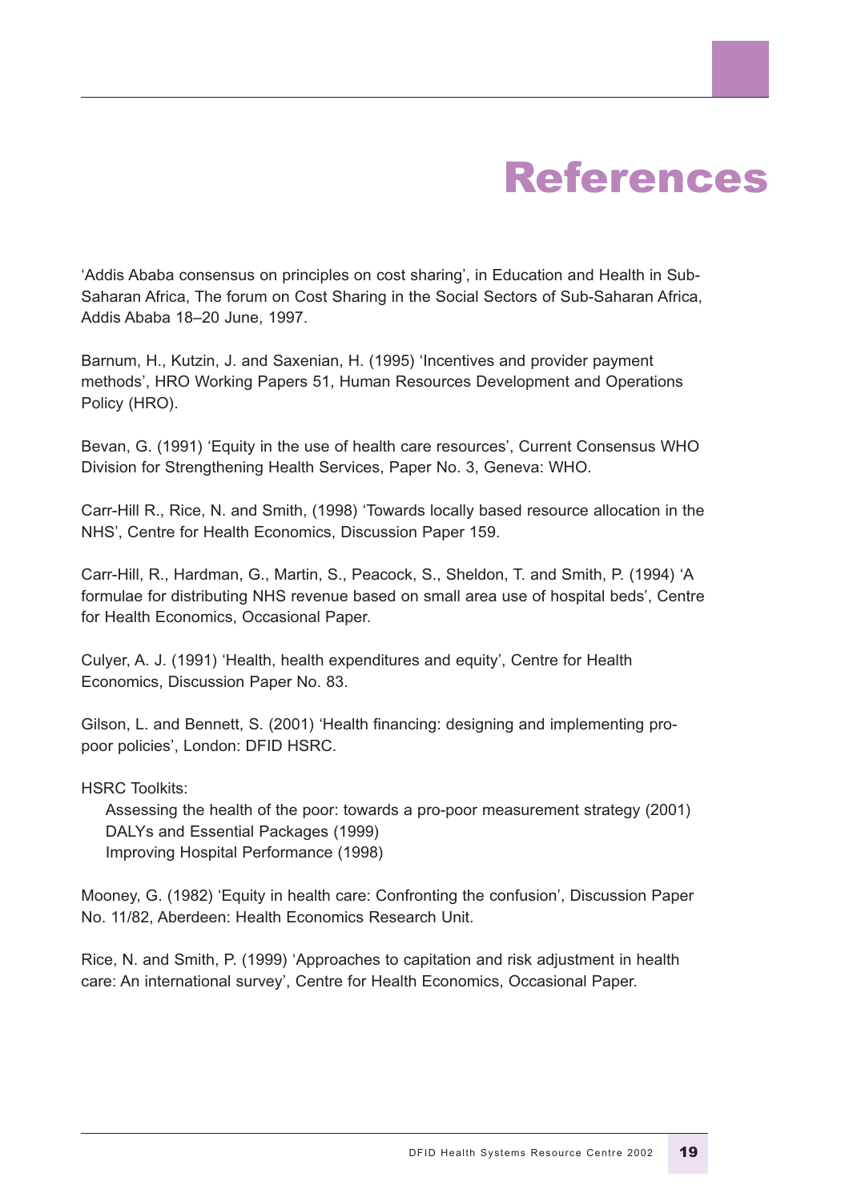# References

'Addis Ababa consensus on principles on cost sharing', in Education and Health in Sub-Saharan Africa, The forum on Cost Sharing in the Social Sectors of Sub-Saharan Africa, Addis Ababa 18–20 June, 1997.

Barnum, H., Kutzin, J. and Saxenian, H. (1995) 'Incentives and provider payment methods', HRO Working Papers 51, Human Resources Development and Operations Policy (HRO).

Bevan, G. (1991) 'Equity in the use of health care resources', Current Consensus WHO Division for Strengthening Health Services, Paper No. 3, Geneva: WHO.

Carr-Hill R., Rice, N. and Smith, (1998) 'Towards locally based resource allocation in the NHS', Centre for Health Economics, Discussion Paper 159.

Carr-Hill, R., Hardman, G., Martin, S., Peacock, S., Sheldon, T. and Smith, P. (1994) 'A formulae for distributing NHS revenue based on small area use of hospital beds', Centre for Health Economics, Occasional Paper.

Culyer, A. J. (1991) 'Health, health expenditures and equity', Centre for Health Economics, Discussion Paper No. 83.

Gilson, L. and Bennett, S. (2001) 'Health financing: designing and implementing pro-poor policies', London: DFID HSRC.

HSRC Toolkits:

- Assessing the health of the poor: towards a pro-poor measurement strategy (2001)
- DALYs and Essential Packages (1999)
- Improving Hospital Performance (1998)

Mooney, G. (1982) 'Equity in health care: Confronting the confusion', Discussion Paper No. 11/82, Aberdeen: Health Economics Research Unit.

Rice, N. and Smith, P. (1999) 'Approaches to capitation and risk adjustment in health care: An international survey', Centre for Health Economics, Occasional Paper.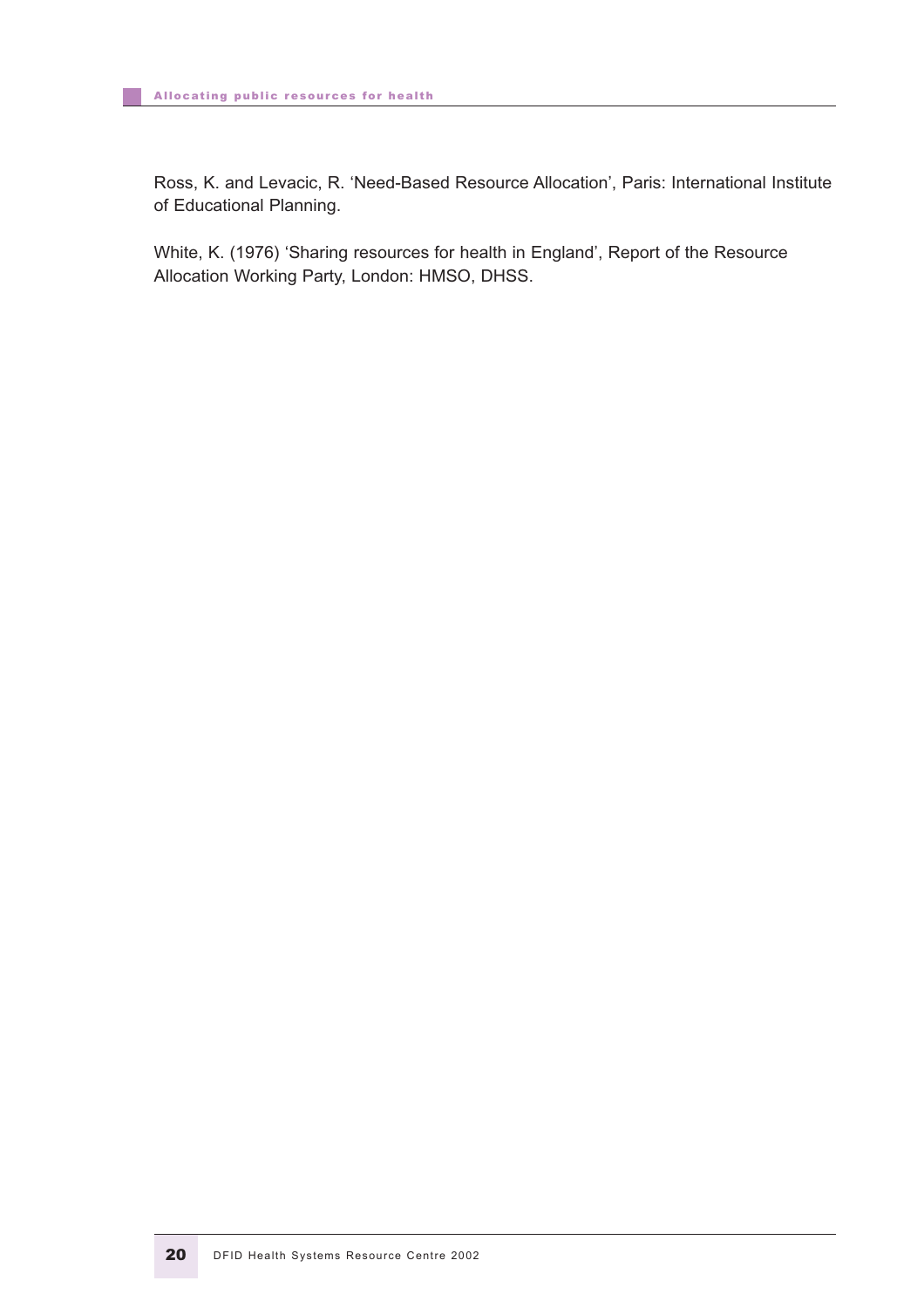Ross, K. and Levacic, R. 'Need-Based Resource Allocation', Paris: International Institute of Educational Planning.

White, K. (1976) 'Sharing resources for health in England', Report of the Resource Allocation Working Party, London: HMSO, DHSS.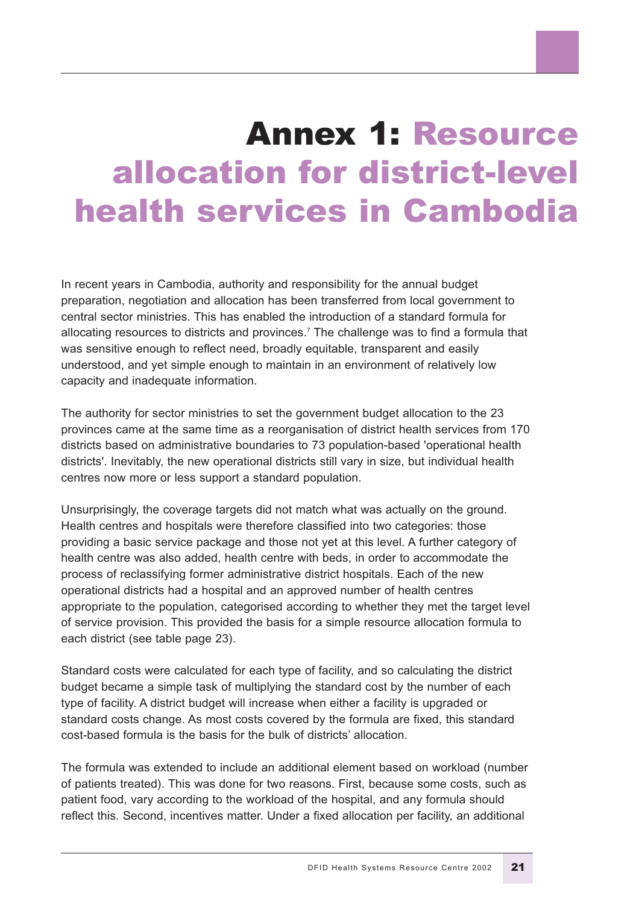# Annex 1: Resource allocation for district-level health services in Cambodia

In recent years in Cambodia, authority and responsibility for the annual budget preparation, negotiation and allocation has been transferred from local government to central sector ministries. This has enabled the introduction of a standard formula for allocating resources to districts and provinces.[7] The challenge was to find a formula that was sensitive enough to reflect need, broadly equitable, transparent and easily understood, and yet simple enough to maintain in an environment of relatively low capacity and inadequate information.

The authority for sector ministries to set the government budget allocation to the 23 provinces came at the same time as a reorganisation of district health services from 170 districts based on administrative boundaries to 73 population-based 'operational health districts'. Inevitably, the new operational districts still vary in size, but individual health centres now more or less support a standard population.

Unsurprisingly, the coverage targets did not match what was actually on the ground. Health centres and hospitals were therefore classified into two categories: those providing a basic service package and those not yet at this level. A further category of health centre was also added, health centre with beds, in order to accommodate the process of reclassifying former administrative district hospitals. Each of the new operational districts had a hospital and an approved number of health centres appropriate to the population, categorised according to whether they met the target level of service provision. This provided the basis for a simple resource allocation formula to each district (see table page 23).

Standard costs were calculated for each type of facility, and so calculating the district budget became a simple task of multiplying the standard cost by the number of each type of facility. A district budget will increase when either a facility is upgraded or standard costs change. As most costs covered by the formula are fixed, this standard cost-based formula is the basis for the bulk of districts' allocation.

The formula was extended to include an additional element based on workload (number of patients treated). This was done for two reasons. First, because some costs, such as patient food, vary according to the workload of the hospital, and any formula should reflect this. Second, incentives matter. Under a fixed allocation per facility, an additional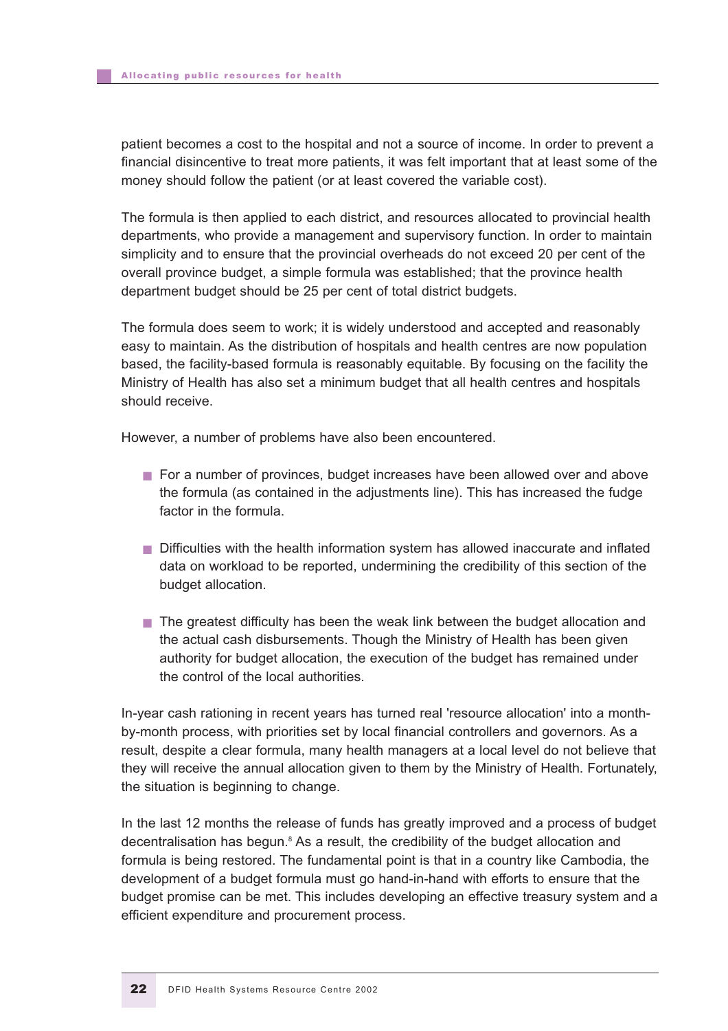patient becomes a cost to the hospital and not a source of income. In order to prevent a financial disincentive to treat more patients, it was felt important that at least some of the money should follow the patient (or at least covered the variable cost).

The formula is then applied to each district, and resources allocated to provincial health departments, who provide a management and supervisory function. In order to maintain simplicity and to ensure that the provincial overheads do not exceed 20 per cent of the overall province budget, a simple formula was established; that the province health department budget should be 25 per cent of total district budgets.

The formula does seem to work; it is widely understood and accepted and reasonably easy to maintain. As the distribution of hospitals and health centres are now population based, the facility-based formula is reasonably equitable. By focusing on the facility the Ministry of Health has also set a minimum budget that all health centres and hospitals should receive.

However, a number of problems have also been encountered.

- For a number of provinces, budget increases have been allowed over and above the formula (as contained in the adjustments line). This has increased the fudge factor in the formula.
- Difficulties with the health information system has allowed inaccurate and inflated data on workload to be reported, undermining the credibility of this section of the budget allocation.
- The greatest difficulty has been the weak link between the budget allocation and the actual cash disbursements. Though the Ministry of Health has been given authority for budget allocation, the execution of the budget has remained under the control of the local authorities.

In-year cash rationing in recent years has turned real 'resource allocation' into a month-by-month process, with priorities set by local financial controllers and governors. As a result, despite a clear formula, many health managers at a local level do not believe that they will receive the annual allocation given to them by the Ministry of Health. Fortunately, the situation is beginning to change.

In the last 12 months the release of funds has greatly improved and a process of budget decentralisation has begun.[8] As a result, the credibility of the budget allocation and formula is being restored. The fundamental point is that in a country like Cambodia, the development of a budget formula must go hand-in-hand with efforts to ensure that the budget promise can be met. This includes developing an effective treasury system and a efficient expenditure and procurement process.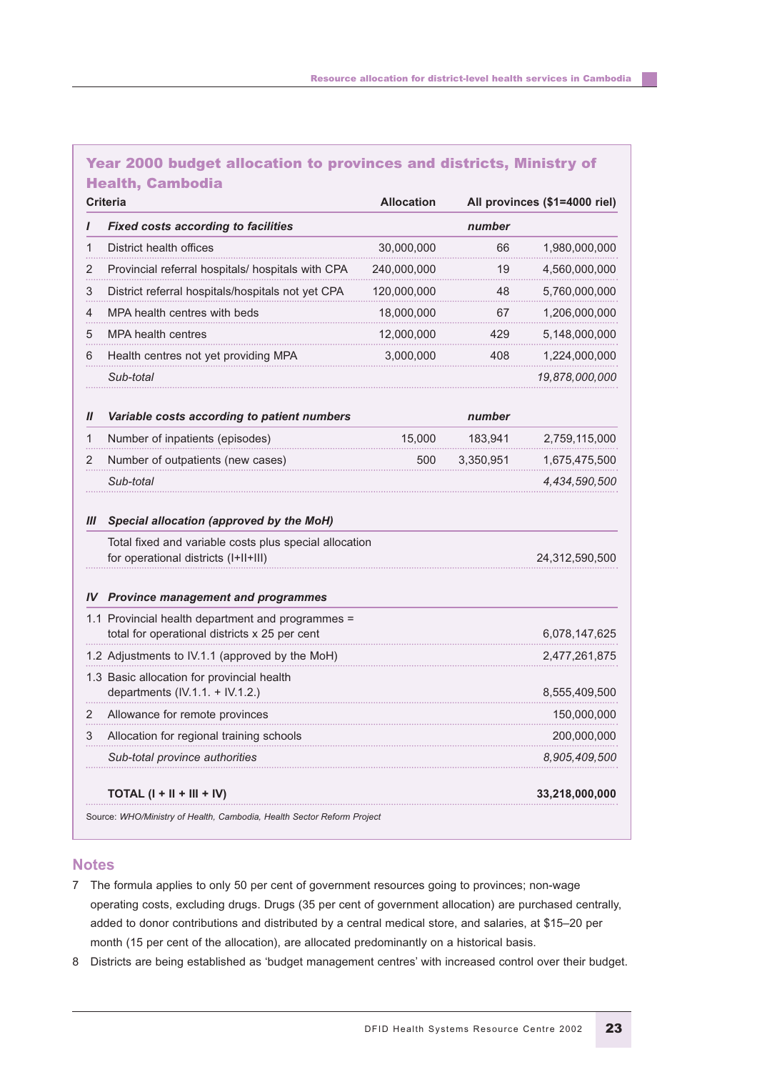### Year 2000 budget allocation to provinces and districts, Ministry of Health, Cambodia

| | Criteria | Allocation | All provinces ($1=4000 riel) | |
|---|---|---|---|---|
| ***I*** | ***Fixed costs according to facilities*** | | ***number*** | |
| 1 | District health offices | 30,000,000 | 66 | 1,980,000,000 |
| 2 | Provincial referral hospitals/ hospitals with CPA | 240,000,000 | 19 | 4,560,000,000 |
| 3 | District referral hospitals/hospitals not yet CPA | 120,000,000 | 48 | 5,760,000,000 |
| 4 | MPA health centres with beds | 18,000,000 | 67 | 1,206,000,000 |
| 5 | MPA health centres | 12,000,000 | 429 | 5,148,000,000 |
| 6 | Health centres not yet providing MPA | 3,000,000 | 408 | 1,224,000,000 |
| | *Sub-total* | | | *19,878,000,000* |
| ***II*** | ***Variable costs according to patient numbers*** | | ***number*** | |
| 1 | Number of inpatients (episodes) | 15,000 | 183,941 | 2,759,115,000 |
| 2 | Number of outpatients (new cases) | 500 | 3,350,951 | 1,675,475,500 |
| | *Sub-total* | | | *4,434,590,500* |
| ***III*** | ***Special allocation (approved by the MoH)*** | | | |
| | Total fixed and variable costs plus special allocation for operational districts (I+II+III) | | | 24,312,590,500 |
| ***IV*** | ***Province management and programmes*** | | | |
| 1.1 | Provincial health department and programmes = total for operational districts x 25 per cent | | | 6,078,147,625 |
| 1.2 | Adjustments to IV.1.1 (approved by the MoH) | | | 2,477,261,875 |
| 1.3 | Basic allocation for provincial health departments (IV.1.1. + IV.1.2.) | | | 8,555,409,500 |
| 2 | Allowance for remote provinces | | | 150,000,000 |
| 3 | Allocation for regional training schools | | | 200,000,000 |
| | *Sub-total province authorities* | | | *8,905,409,500* |
| | **TOTAL (I + II + III + IV)** | | | **33,218,000,000** |

Source: *WHO/Ministry of Health, Cambodia, Health Sector Reform Project*

## Notes

7 The formula applies to only 50 per cent of government resources going to provinces; non-wage operating costs, excluding drugs. Drugs (35 per cent of government allocation) are purchased centrally, added to donor contributions and distributed by a central medical store, and salaries, at $15–20 per month (15 per cent of the allocation), are allocated predominantly on a historical basis.

8 Districts are being established as 'budget management centres' with increased control over their budget.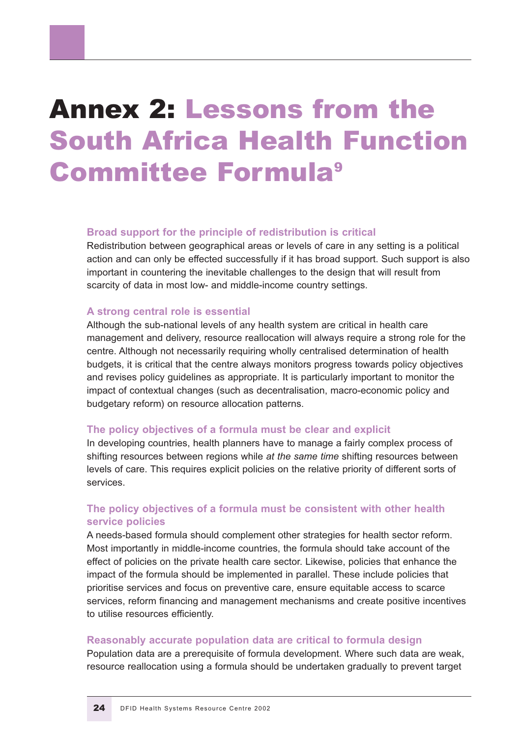# Annex 2: Lessons from the South Africa Health Function Committee Formula[9]

### Broad support for the principle of redistribution is critical

Redistribution between geographical areas or levels of care in any setting is a political action and can only be effected successfully if it has broad support. Such support is also important in countering the inevitable challenges to the design that will result from scarcity of data in most low- and middle-income country settings.

### A strong central role is essential

Although the sub-national levels of any health system are critical in health care management and delivery, resource reallocation will always require a strong role for the centre. Although not necessarily requiring wholly centralised determination of health budgets, it is critical that the centre always monitors progress towards policy objectives and revises policy guidelines as appropriate. It is particularly important to monitor the impact of contextual changes (such as decentralisation, macro-economic policy and budgetary reform) on resource allocation patterns.

### The policy objectives of a formula must be clear and explicit

In developing countries, health planners have to manage a fairly complex process of shifting resources between regions while *at the same time* shifting resources between levels of care. This requires explicit policies on the relative priority of different sorts of services.

### The policy objectives of a formula must be consistent with other health service policies

A needs-based formula should complement other strategies for health sector reform. Most importantly in middle-income countries, the formula should take account of the effect of policies on the private health care sector. Likewise, policies that enhance the impact of the formula should be implemented in parallel. These include policies that prioritise services and focus on preventive care, ensure equitable access to scarce services, reform financing and management mechanisms and create positive incentives to utilise resources efficiently.

### Reasonably accurate population data are critical to formula design

Population data are a prerequisite of formula development. Where such data are weak, resource reallocation using a formula should be undertaken gradually to prevent target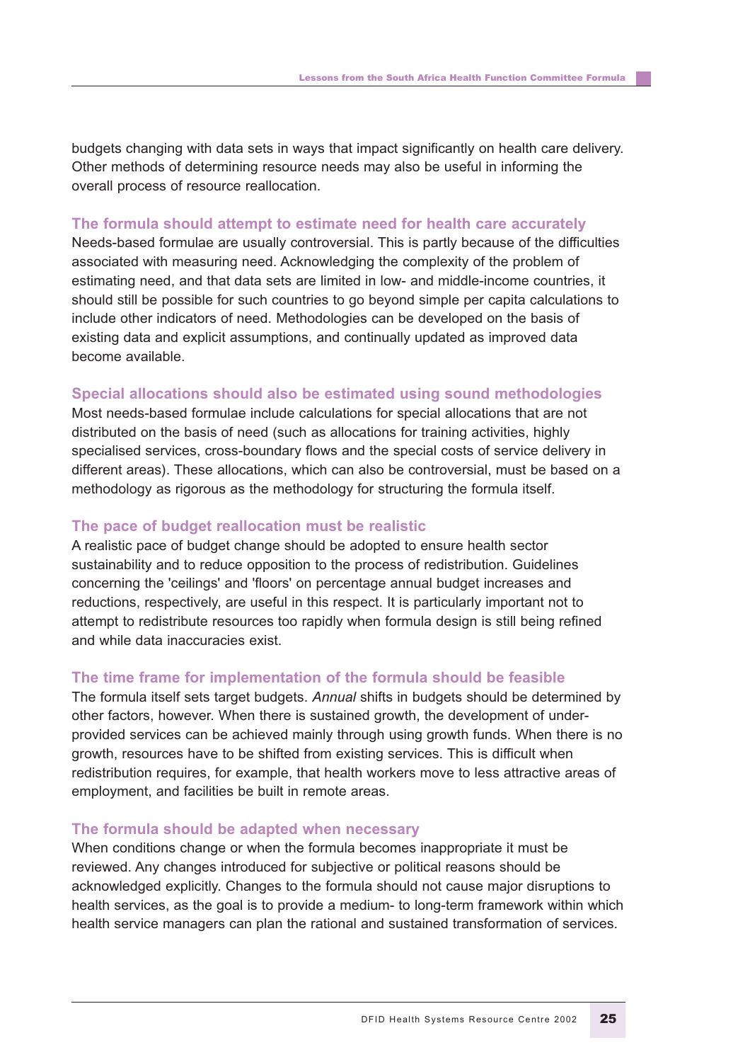budgets changing with data sets in ways that impact significantly on health care delivery. Other methods of determining resource needs may also be useful in informing the overall process of resource reallocation.

### The formula should attempt to estimate need for health care accurately

Needs-based formulae are usually controversial. This is partly because of the difficulties associated with measuring need. Acknowledging the complexity of the problem of estimating need, and that data sets are limited in low- and middle-income countries, it should still be possible for such countries to go beyond simple per capita calculations to include other indicators of need. Methodologies can be developed on the basis of existing data and explicit assumptions, and continually updated as improved data become available.

### Special allocations should also be estimated using sound methodologies

Most needs-based formulae include calculations for special allocations that are not distributed on the basis of need (such as allocations for training activities, highly specialised services, cross-boundary flows and the special costs of service delivery in different areas). These allocations, which can also be controversial, must be based on a methodology as rigorous as the methodology for structuring the formula itself.

### The pace of budget reallocation must be realistic

A realistic pace of budget change should be adopted to ensure health sector sustainability and to reduce opposition to the process of redistribution. Guidelines concerning the 'ceilings' and 'floors' on percentage annual budget increases and reductions, respectively, are useful in this respect. It is particularly important not to attempt to redistribute resources too rapidly when formula design is still being refined and while data inaccuracies exist.

### The time frame for implementation of the formula should be feasible

The formula itself sets target budgets. *Annual* shifts in budgets should be determined by other factors, however. When there is sustained growth, the development of under-provided services can be achieved mainly through using growth funds. When there is no growth, resources have to be shifted from existing services. This is difficult when redistribution requires, for example, that health workers move to less attractive areas of employment, and facilities be built in remote areas.

### The formula should be adapted when necessary

When conditions change or when the formula becomes inappropriate it must be reviewed. Any changes introduced for subjective or political reasons should be acknowledged explicitly. Changes to the formula should not cause major disruptions to health services, as the goal is to provide a medium- to long-term framework within which health service managers can plan the rational and sustained transformation of services.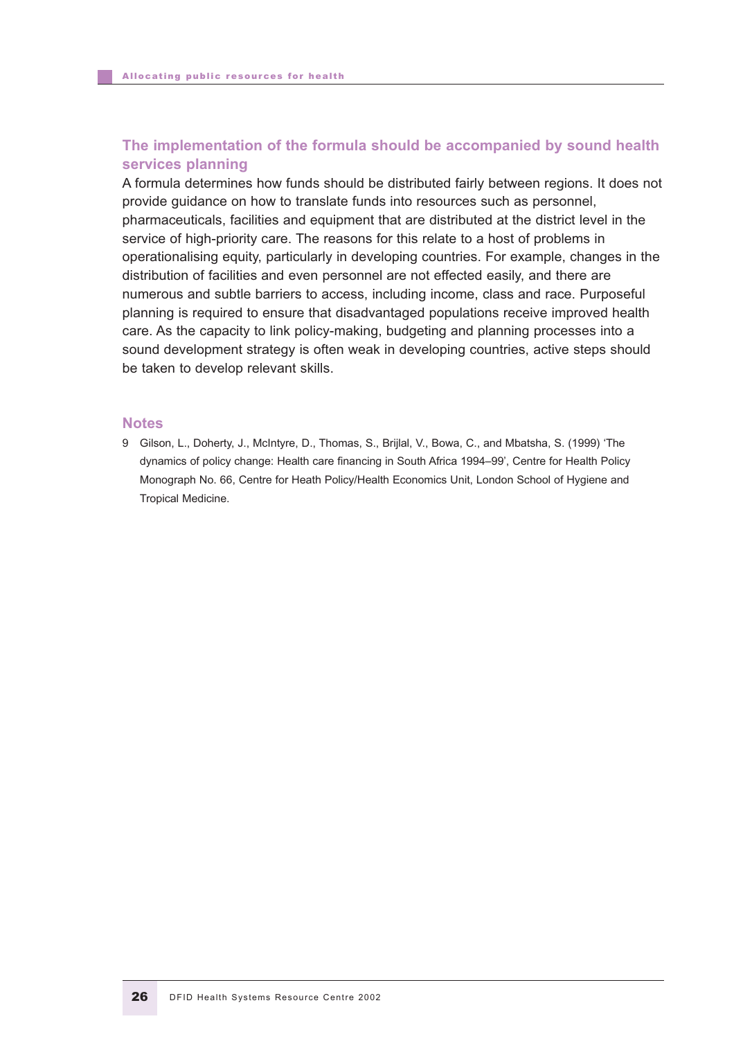## The implementation of the formula should be accompanied by sound health services planning

A formula determines how funds should be distributed fairly between regions. It does not provide guidance on how to translate funds into resources such as personnel, pharmaceuticals, facilities and equipment that are distributed at the district level in the service of high-priority care. The reasons for this relate to a host of problems in operationalising equity, particularly in developing countries. For example, changes in the distribution of facilities and even personnel are not effected easily, and there are numerous and subtle barriers to access, including income, class and race. Purposeful planning is required to ensure that disadvantaged populations receive improved health care. As the capacity to link policy-making, budgeting and planning processes into a sound development strategy is often weak in developing countries, active steps should be taken to develop relevant skills.

## Notes

9 Gilson, L., Doherty, J., McIntyre, D., Thomas, S., Brijlal, V., Bowa, C., and Mbatsha, S. (1999) 'The dynamics of policy change: Health care financing in South Africa 1994–99', Centre for Health Policy Monograph No. 66, Centre for Heath Policy/Health Economics Unit, London School of Hygiene and Tropical Medicine.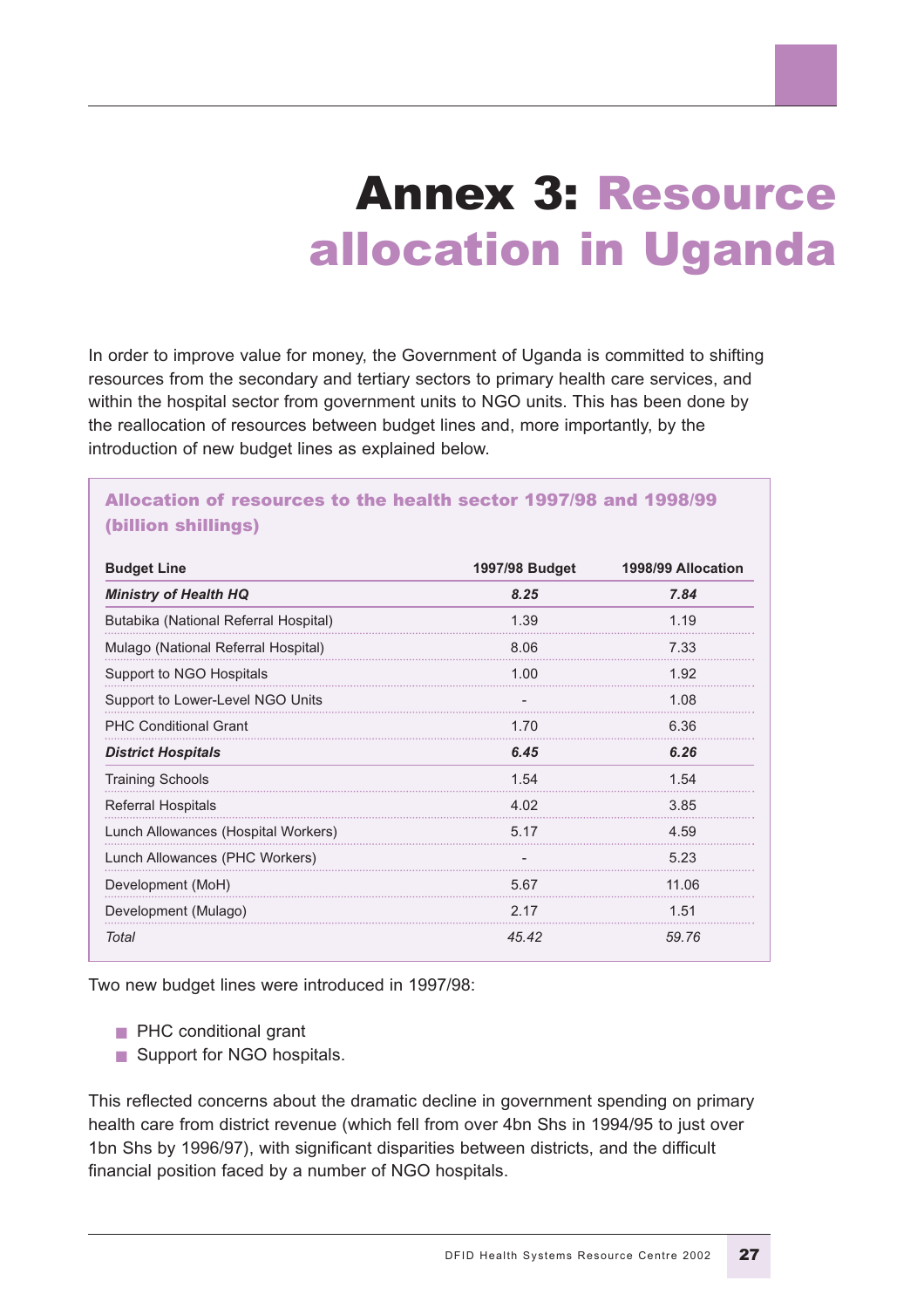# Annex 3: Resource allocation in Uganda

In order to improve value for money, the Government of Uganda is committed to shifting resources from the secondary and tertiary sectors to primary health care services, and within the hospital sector from government units to NGO units. This has been done by the reallocation of resources between budget lines and, more importantly, by the introduction of new budget lines as explained below.

**Allocation of resources to the health sector 1997/98 and 1998/99 (billion shillings)**

| Budget Line | 1997/98 Budget | 1998/99 Allocation |
|---|---|---|
| ***Ministry of Health HQ*** | ***8.25*** | ***7.84*** |
| Butabika (National Referral Hospital) | 1.39 | 1.19 |
| Mulago (National Referral Hospital) | 8.06 | 7.33 |
| Support to NGO Hospitals | 1.00 | 1.92 |
| Support to Lower-Level NGO Units | - | 1.08 |
| PHC Conditional Grant | 1.70 | 6.36 |
| ***District Hospitals*** | ***6.45*** | ***6.26*** |
| Training Schools | 1.54 | 1.54 |
| Referral Hospitals | 4.02 | 3.85 |
| Lunch Allowances (Hospital Workers) | 5.17 | 4.59 |
| Lunch Allowances (PHC Workers) | - | 5.23 |
| Development (MoH) | 5.67 | 11.06 |
| Development (Mulago) | 2.17 | 1.51 |
| *Total* | *45.42* | *59.76* |

Two new budget lines were introduced in 1997/98:

- PHC conditional grant
- Support for NGO hospitals.

This reflected concerns about the dramatic decline in government spending on primary health care from district revenue (which fell from over 4bn Shs in 1994/95 to just over 1bn Shs by 1996/97), with significant disparities between districts, and the difficult financial position faced by a number of NGO hospitals.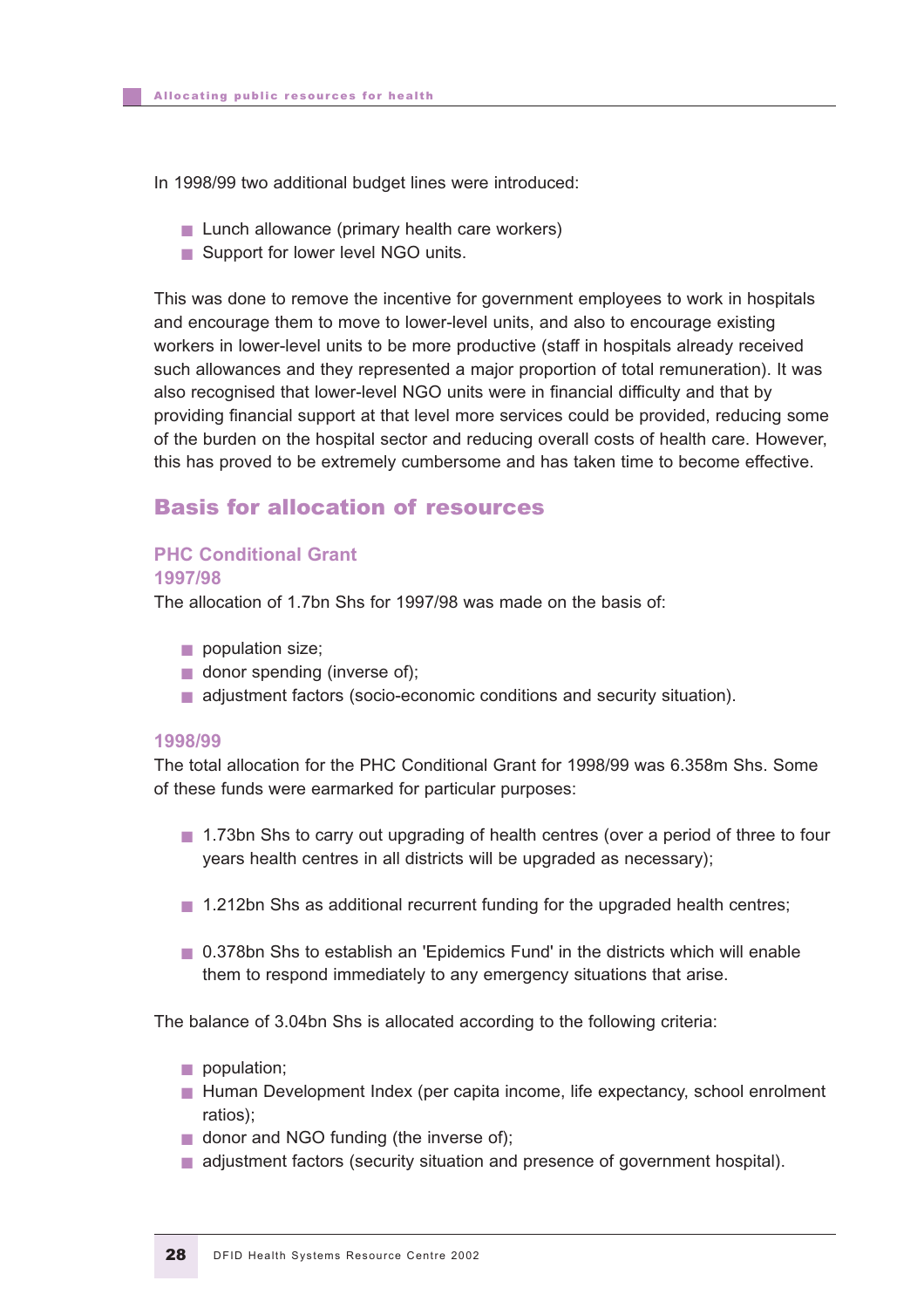In 1998/99 two additional budget lines were introduced:

- Lunch allowance (primary health care workers)
- Support for lower level NGO units.

This was done to remove the incentive for government employees to work in hospitals and encourage them to move to lower-level units, and also to encourage existing workers in lower-level units to be more productive (staff in hospitals already received such allowances and they represented a major proportion of total remuneration). It was also recognised that lower-level NGO units were in financial difficulty and that by providing financial support at that level more services could be provided, reducing some of the burden on the hospital sector and reducing overall costs of health care. However, this has proved to be extremely cumbersome and has taken time to become effective.

## Basis for allocation of resources

### PHC Conditional Grant

#### 1997/98

The allocation of 1.7bn Shs for 1997/98 was made on the basis of:

- population size;
- donor spending (inverse of);
- adjustment factors (socio-economic conditions and security situation).

#### 1998/99

The total allocation for the PHC Conditional Grant for 1998/99 was 6.358m Shs. Some of these funds were earmarked for particular purposes:

- 1.73bn Shs to carry out upgrading of health centres (over a period of three to four years health centres in all districts will be upgraded as necessary);
- 1.212bn Shs as additional recurrent funding for the upgraded health centres;
- 0.378bn Shs to establish an 'Epidemics Fund' in the districts which will enable them to respond immediately to any emergency situations that arise.

The balance of 3.04bn Shs is allocated according to the following criteria:

- population;
- Human Development Index (per capita income, life expectancy, school enrolment ratios);
- donor and NGO funding (the inverse of);
- adjustment factors (security situation and presence of government hospital).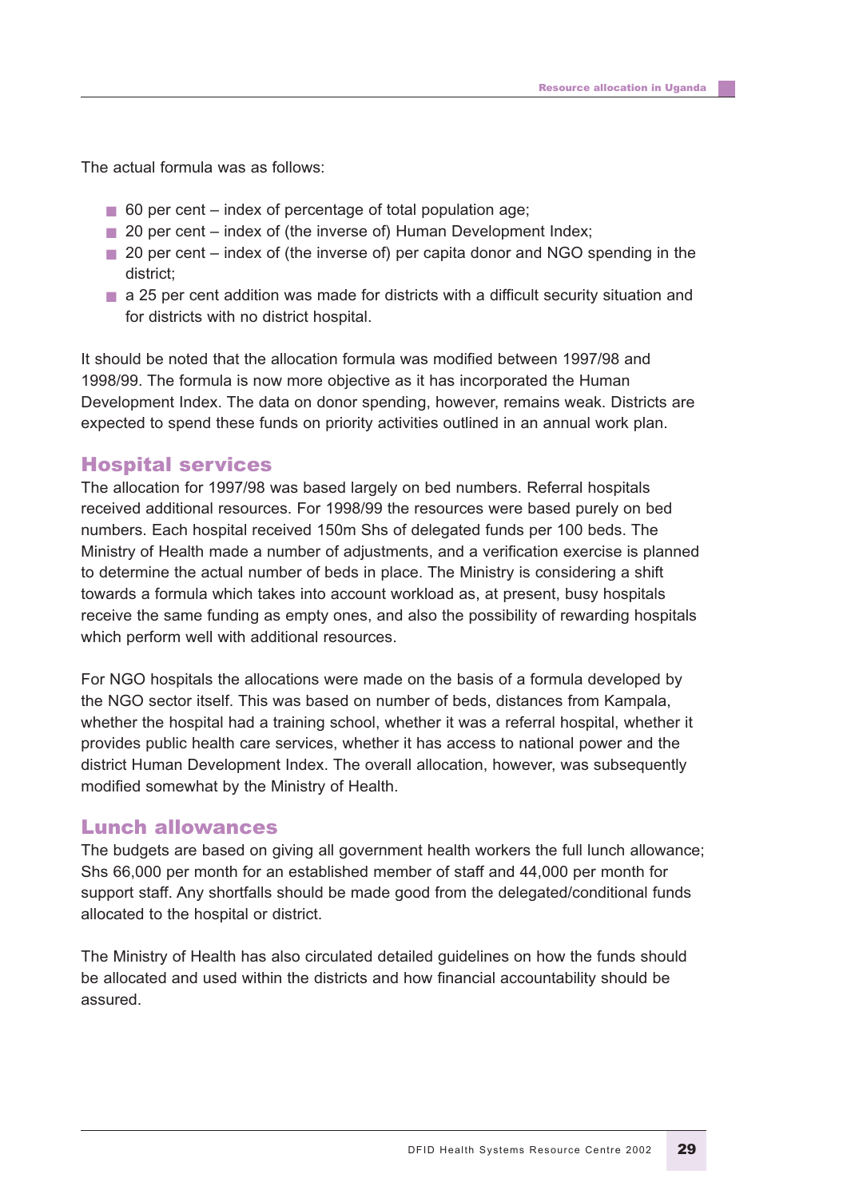The actual formula was as follows:

- 60 per cent – index of percentage of total population age;
- 20 per cent – index of (the inverse of) Human Development Index;
- 20 per cent – index of (the inverse of) per capita donor and NGO spending in the district;
- a 25 per cent addition was made for districts with a difficult security situation and for districts with no district hospital.

It should be noted that the allocation formula was modified between 1997/98 and 1998/99. The formula is now more objective as it has incorporated the Human Development Index. The data on donor spending, however, remains weak. Districts are expected to spend these funds on priority activities outlined in an annual work plan.

## Hospital services

The allocation for 1997/98 was based largely on bed numbers. Referral hospitals received additional resources. For 1998/99 the resources were based purely on bed numbers. Each hospital received 150m Shs of delegated funds per 100 beds. The Ministry of Health made a number of adjustments, and a verification exercise is planned to determine the actual number of beds in place. The Ministry is considering a shift towards a formula which takes into account workload as, at present, busy hospitals receive the same funding as empty ones, and also the possibility of rewarding hospitals which perform well with additional resources.

For NGO hospitals the allocations were made on the basis of a formula developed by the NGO sector itself. This was based on number of beds, distances from Kampala, whether the hospital had a training school, whether it was a referral hospital, whether it provides public health care services, whether it has access to national power and the district Human Development Index. The overall allocation, however, was subsequently modified somewhat by the Ministry of Health.

## Lunch allowances

The budgets are based on giving all government health workers the full lunch allowance; Shs 66,000 per month for an established member of staff and 44,000 per month for support staff. Any shortfalls should be made good from the delegated/conditional funds allocated to the hospital or district.

The Ministry of Health has also circulated detailed guidelines on how the funds should be allocated and used within the districts and how financial accountability should be assured.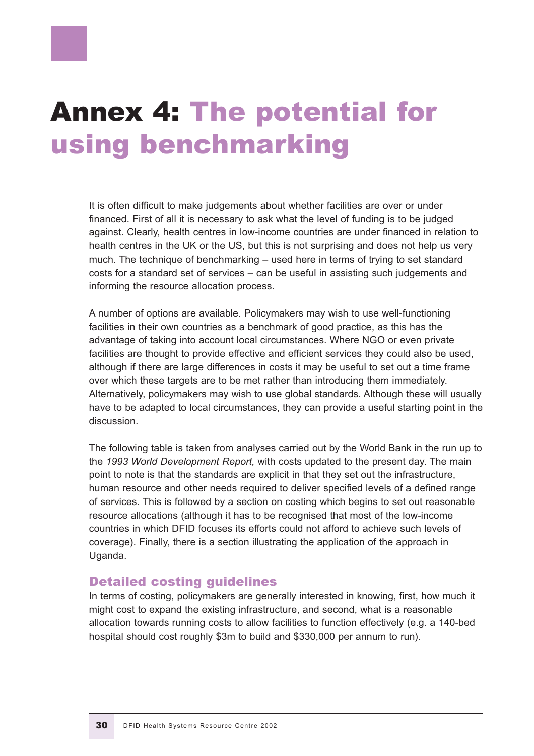# Annex 4: The potential for using benchmarking

It is often difficult to make judgements about whether facilities are over or under financed. First of all it is necessary to ask what the level of funding is to be judged against. Clearly, health centres in low-income countries are under financed in relation to health centres in the UK or the US, but this is not surprising and does not help us very much. The technique of benchmarking – used here in terms of trying to set standard costs for a standard set of services – can be useful in assisting such judgements and informing the resource allocation process.

A number of options are available. Policymakers may wish to use well-functioning facilities in their own countries as a benchmark of good practice, as this has the advantage of taking into account local circumstances. Where NGO or even private facilities are thought to provide effective and efficient services they could also be used, although if there are large differences in costs it may be useful to set out a time frame over which these targets are to be met rather than introducing them immediately. Alternatively, policymakers may wish to use global standards. Although these will usually have to be adapted to local circumstances, they can provide a useful starting point in the discussion.

The following table is taken from analyses carried out by the World Bank in the run up to the *1993 World Development Report,* with costs updated to the present day. The main point to note is that the standards are explicit in that they set out the infrastructure, human resource and other needs required to deliver specified levels of a defined range of services. This is followed by a section on costing which begins to set out reasonable resource allocations (although it has to be recognised that most of the low-income countries in which DFID focuses its efforts could not afford to achieve such levels of coverage). Finally, there is a section illustrating the application of the approach in Uganda.

## Detailed costing guidelines

In terms of costing, policymakers are generally interested in knowing, first, how much it might cost to expand the existing infrastructure, and second, what is a reasonable allocation towards running costs to allow facilities to function effectively (e.g. a 140-bed hospital should cost roughly $3m to build and $330,000 per annum to run).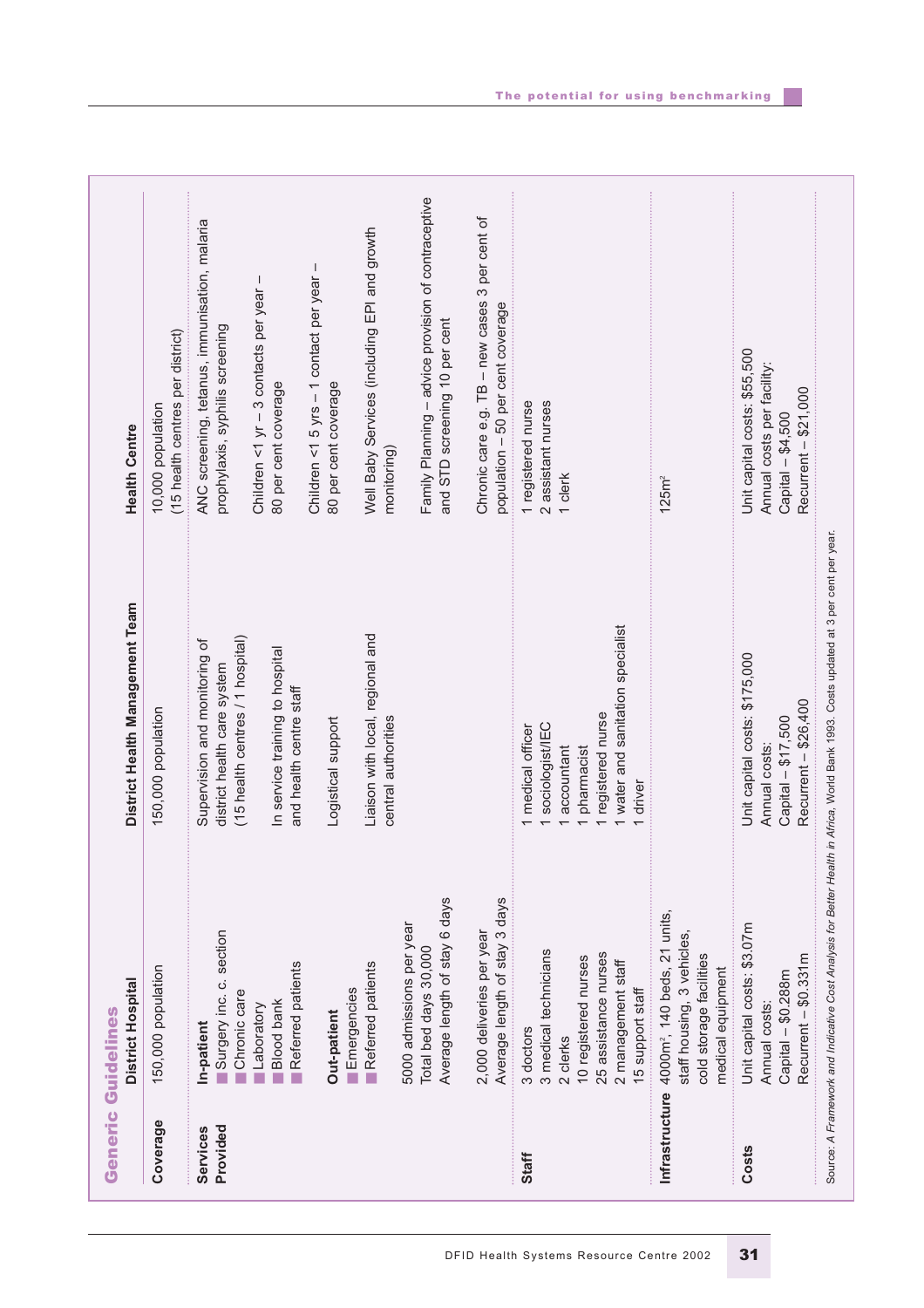## Generic Guidelines

| | District Hospital | District Health Management Team | Health Centre |
|---|---|---|---|
| **Coverage** | 150,000 population | 150,000 population | 10,000 population (15 health centres per district) |
| **Services Provided** | **In-patient**<br>Surgery inc. c. section<br>Chronic care<br>Laboratory<br>Blood bank<br>Referred patients<br><br>**Out-patient**<br>Emergencies<br>Referred patients<br><br>5000 admissions per year<br>Total bed days 30,000<br>Average length of stay 6 days<br><br>2,000 deliveries per year<br>Average length of stay 3 days | Supervision and monitoring of district health care system (15 health centres / 1 hospital)<br><br>In service training to hospital and health centre staff<br><br>Logistical support<br><br>Liaison with local, regional and central authorities | ANC screening, tetanus, immunisation, malaria prophylaxis, syphilis screening<br><br>Children <1 yr – 3 contacts per year – 80 per cent coverage<br><br>Children <1 5 yrs – 1 contact per year – 80 per cent coverage<br><br>Well Baby Services (including EPI and growth monitoring)<br><br>Family Planning – advice provision of contraceptive and STD screening 10 per cent<br><br>Chronic care e.g. TB – new cases 3 per cent of population – 50 per cent coverage |
| **Staff** | 3 doctors<br>3 medical technicians<br>2 clerks<br>10 registered nurses<br>25 assistance nurses<br>2 management staff<br>15 support staff | 1 medical officer<br>1 sociologist/IEC<br>1 accountant<br>1 pharmacist<br>1 registered nurse<br>1 water and sanitation specialist<br>1 driver | 1 registered nurse<br>2 assistant nurses<br>1 clerk |
| **Infrastructure** | 4000m², 140 beds, 21 units, staff housing, 3 vehicles, cold storage facilities medical equipment | | 125m² |
| **Costs** | Unit capital costs: \$3.07m<br>Annual costs:<br>Capital – \$0.288m<br>Recurrent – \$0.331m | Unit capital costs: \$175,000<br>Annual costs:<br>Capital – \$17,500<br>Recurrent – \$26,400 | Unit capital costs: \$55,500<br>Annual costs per facility:<br>Capital – \$4,500<br>Recurrent – \$21,000 |

Source: *A Framework and Indicative Cost Analysis for Better Health in Africa*, World Bank 1993. Costs updated at 3 per cent per year.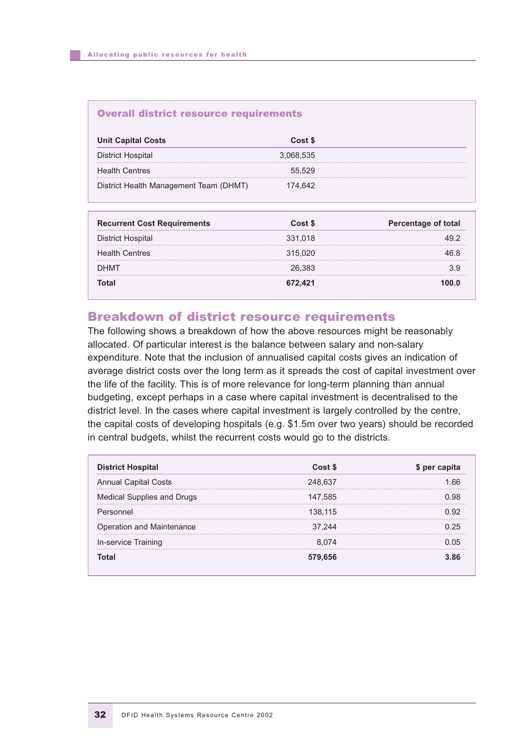### Overall district resource requirements

| Unit Capital Costs | Cost $ |
|---|---|
| District Hospital | 3,068,535 |
| Health Centres | 55,529 |
| District Health Management Team (DHMT) | 174,642 |

| Recurrent Cost Requirements | Cost $ | Percentage of total |
|---|---|---|
| District Hospital | 331,018 | 49.2 |
| Health Centres | 315,020 | 46.8 |
| DHMT | 26,383 | 3.9 |
| **Total** | **672,421** | **100.0** |

## Breakdown of district resource requirements

The following shows a breakdown of how the above resources might be reasonably allocated. Of particular interest is the balance between salary and non-salary expenditure. Note that the inclusion of annualised capital costs gives an indication of average district costs over the long term as it spreads the cost of capital investment over the life of the facility. This is of more relevance for long-term planning than annual budgeting, except perhaps in a case where capital investment is decentralised to the district level. In the cases where capital investment is largely controlled by the centre, the capital costs of developing hospitals (e.g. $1.5m over two years) should be recorded in central budgets, whilst the recurrent costs would go to the districts.

| District Hospital | Cost $ | $ per capita |
|---|---|---|
| Annual Capital Costs | 248,637 | 1.66 |
| Medical Supplies and Drugs | 147,585 | 0.98 |
| Personnel | 138,115 | 0.92 |
| Operation and Maintenance | 37,244 | 0.25 |
| In-service Training | 8,074 | 0.05 |
| **Total** | **579,656** | **3.86** |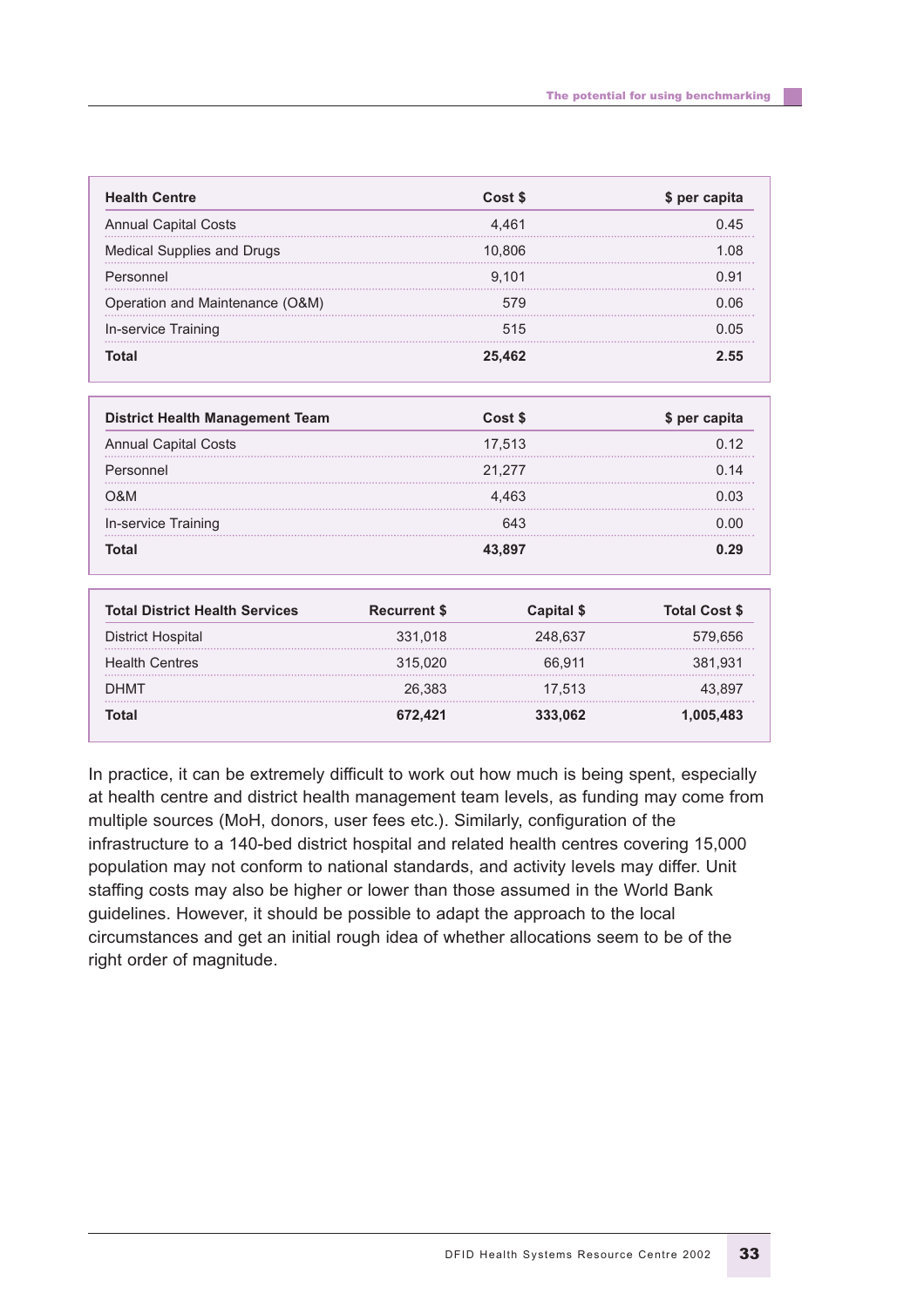| **Health Centre** | **Cost $** | **$ per capita** |
|---|---|---|
| Annual Capital Costs | 4,461 | 0.45 |
| Medical Supplies and Drugs | 10,806 | 1.08 |
| Personnel | 9,101 | 0.91 |
| Operation and Maintenance (O&M) | 579 | 0.06 |
| In-service Training | 515 | 0.05 |
| **Total** | **25,462** | **2.55** |

| **District Health Management Team** | **Cost $** | **$ per capita** |
|---|---|---|
| Annual Capital Costs | 17,513 | 0.12 |
| Personnel | 21,277 | 0.14 |
| O&M | 4,463 | 0.03 |
| In-service Training | 643 | 0.00 |
| **Total** | **43,897** | **0.29** |

| **Total District Health Services** | **Recurrent $** | **Capital $** | **Total Cost $** |
|---|---|---|---|
| District Hospital | 331,018 | 248,637 | 579,656 |
| Health Centres | 315,020 | 66,911 | 381,931 |
| DHMT | 26,383 | 17,513 | 43,897 |
| **Total** | **672,421** | **333,062** | **1,005,483** |

In practice, it can be extremely difficult to work out how much is being spent, especially at health centre and district health management team levels, as funding may come from multiple sources (MoH, donors, user fees etc.). Similarly, configuration of the infrastructure to a 140-bed district hospital and related health centres covering 15,000 population may not conform to national standards, and activity levels may differ. Unit staffing costs may also be higher or lower than those assumed in the World Bank guidelines. However, it should be possible to adapt the approach to the local circumstances and get an initial rough idea of whether allocations seem to be of the right order of magnitude.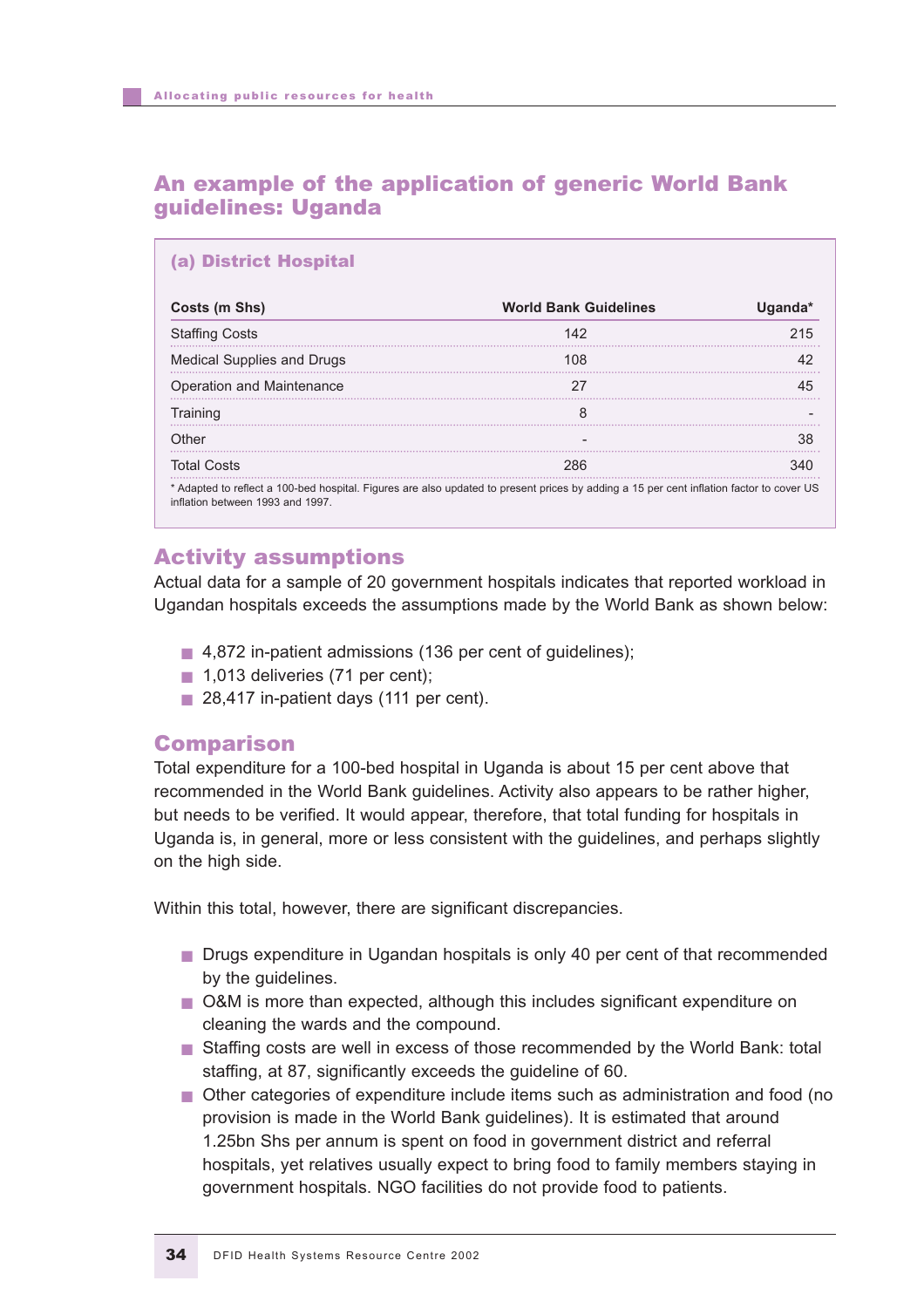## An example of the application of generic World Bank guidelines: Uganda

### (a) District Hospital

| Costs (m Shs) | World Bank Guidelines | Uganda* |
|---|---|---|
| Staffing Costs | 142 | 215 |
| Medical Supplies and Drugs | 108 | 42 |
| Operation and Maintenance | 27 | 45 |
| Training | 8 | - |
| Other | - | 38 |
| Total Costs | 286 | 340 |

* Adapted to reflect a 100-bed hospital. Figures are also updated to present prices by adding a 15 per cent inflation factor to cover US inflation between 1993 and 1997.

## Activity assumptions

Actual data for a sample of 20 government hospitals indicates that reported workload in Ugandan hospitals exceeds the assumptions made by the World Bank as shown below:

- 4,872 in-patient admissions (136 per cent of guidelines);
- 1,013 deliveries (71 per cent);
- 28,417 in-patient days (111 per cent).

## Comparison

Total expenditure for a 100-bed hospital in Uganda is about 15 per cent above that recommended in the World Bank guidelines. Activity also appears to be rather higher, but needs to be verified. It would appear, therefore, that total funding for hospitals in Uganda is, in general, more or less consistent with the guidelines, and perhaps slightly on the high side.

Within this total, however, there are significant discrepancies.

- Drugs expenditure in Ugandan hospitals is only 40 per cent of that recommended by the guidelines.
- O&M is more than expected, although this includes significant expenditure on cleaning the wards and the compound.
- Staffing costs are well in excess of those recommended by the World Bank: total staffing, at 87, significantly exceeds the guideline of 60.
- Other categories of expenditure include items such as administration and food (no provision is made in the World Bank guidelines). It is estimated that around 1.25bn Shs per annum is spent on food in government district and referral hospitals, yet relatives usually expect to bring food to family members staying in government hospitals. NGO facilities do not provide food to patients.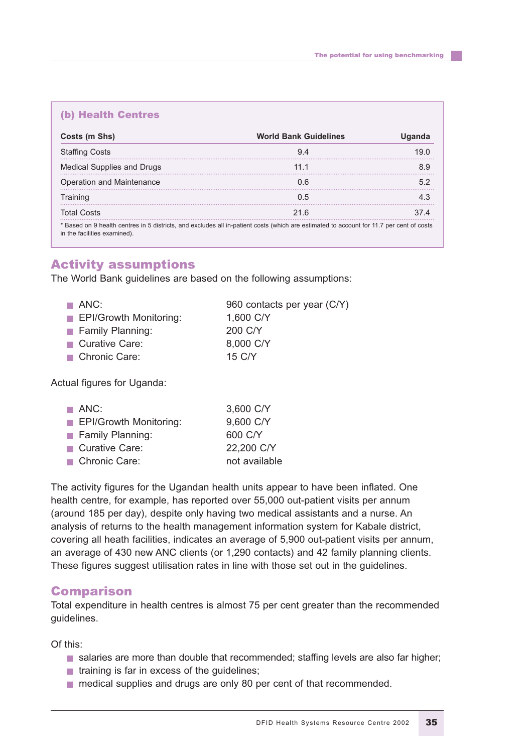### (b) Health Centres

| Costs (m Shs) | World Bank Guidelines | Uganda |
|---|---|---|
| Staffing Costs | 9.4 | 19.0 |
| Medical Supplies and Drugs | 11.1 | 8.9 |
| Operation and Maintenance | 0.6 | 5.2 |
| Training | 0.5 | 4.3 |
| Total Costs | 21.6 | 37.4 |

\* Based on 9 health centres in 5 districts, and excludes all in-patient costs (which are estimated to account for 11.7 per cent of costs in the facilities examined).

## Activity assumptions

The World Bank guidelines are based on the following assumptions:

- ANC: 960 contacts per year (C/Y)
- EPI/Growth Monitoring: 1,600 C/Y
- Family Planning: 200 C/Y
- Curative Care: 8,000 C/Y
- Chronic Care: 15 C/Y

Actual figures for Uganda:

- ANC: 3,600 C/Y
- EPI/Growth Monitoring: 9,600 C/Y
- Family Planning: 600 C/Y
- Curative Care: 22,200 C/Y
- Chronic Care: not available

The activity figures for the Ugandan health units appear to have been inflated. One health centre, for example, has reported over 55,000 out-patient visits per annum (around 185 per day), despite only having two medical assistants and a nurse. An analysis of returns to the health management information system for Kabale district, covering all heath facilities, indicates an average of 5,900 out-patient visits per annum, an average of 430 new ANC clients (or 1,290 contacts) and 42 family planning clients. These figures suggest utilisation rates in line with those set out in the guidelines.

## Comparison

Total expenditure in health centres is almost 75 per cent greater than the recommended guidelines.

Of this:

- salaries are more than double that recommended; staffing levels are also far higher;
- training is far in excess of the guidelines;
- medical supplies and drugs are only 80 per cent of that recommended.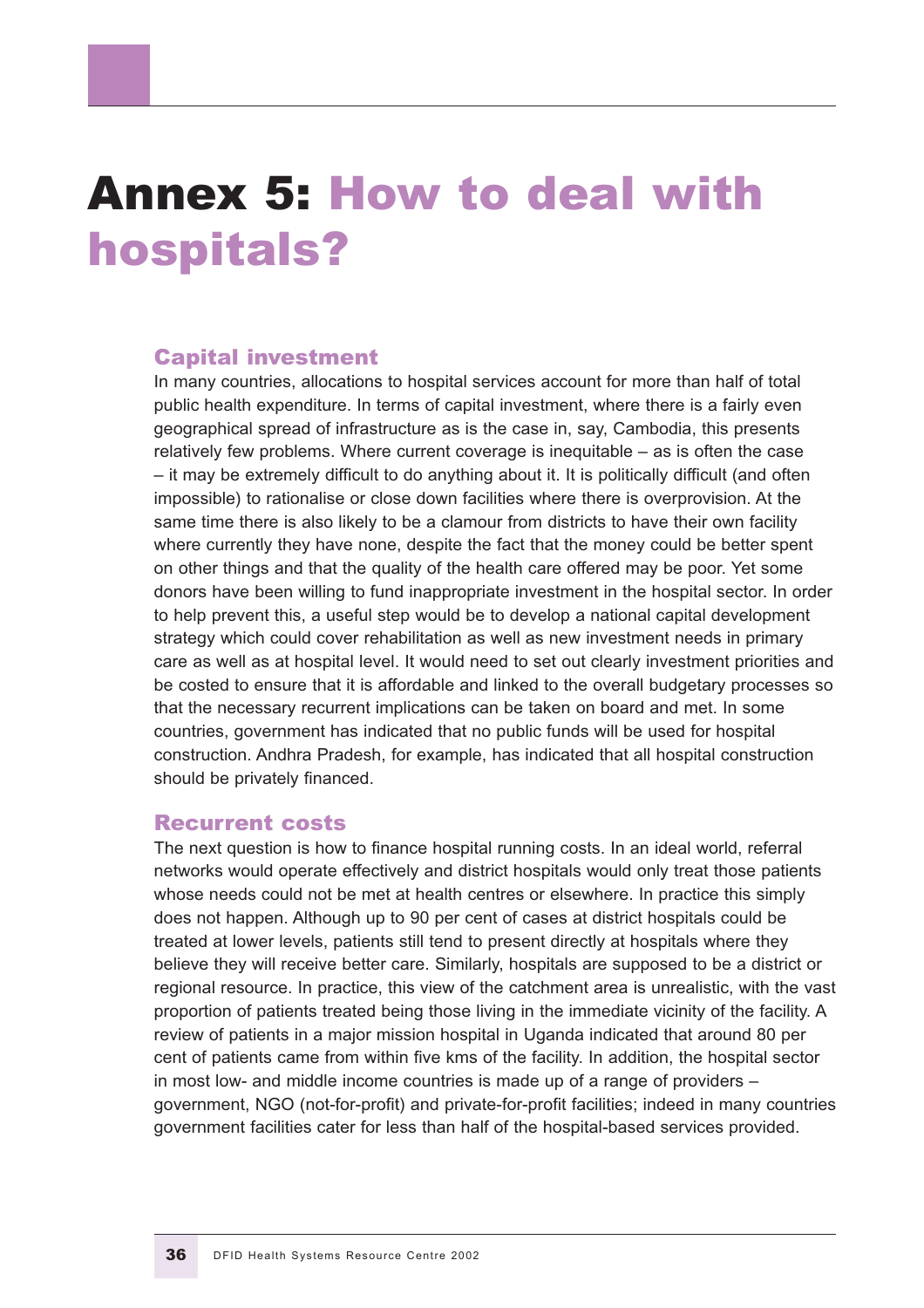# Annex 5: How to deal with hospitals?

## Capital investment

In many countries, allocations to hospital services account for more than half of total public health expenditure. In terms of capital investment, where there is a fairly even geographical spread of infrastructure as is the case in, say, Cambodia, this presents relatively few problems. Where current coverage is inequitable – as is often the case – it may be extremely difficult to do anything about it. It is politically difficult (and often impossible) to rationalise or close down facilities where there is overprovision. At the same time there is also likely to be a clamour from districts to have their own facility where currently they have none, despite the fact that the money could be better spent on other things and that the quality of the health care offered may be poor. Yet some donors have been willing to fund inappropriate investment in the hospital sector. In order to help prevent this, a useful step would be to develop a national capital development strategy which could cover rehabilitation as well as new investment needs in primary care as well as at hospital level. It would need to set out clearly investment priorities and be costed to ensure that it is affordable and linked to the overall budgetary processes so that the necessary recurrent implications can be taken on board and met. In some countries, government has indicated that no public funds will be used for hospital construction. Andhra Pradesh, for example, has indicated that all hospital construction should be privately financed.

## Recurrent costs

The next question is how to finance hospital running costs. In an ideal world, referral networks would operate effectively and district hospitals would only treat those patients whose needs could not be met at health centres or elsewhere. In practice this simply does not happen. Although up to 90 per cent of cases at district hospitals could be treated at lower levels, patients still tend to present directly at hospitals where they believe they will receive better care. Similarly, hospitals are supposed to be a district or regional resource. In practice, this view of the catchment area is unrealistic, with the vast proportion of patients treated being those living in the immediate vicinity of the facility. A review of patients in a major mission hospital in Uganda indicated that around 80 per cent of patients came from within five kms of the facility. In addition, the hospital sector in most low- and middle income countries is made up of a range of providers – government, NGO (not-for-profit) and private-for-profit facilities; indeed in many countries government facilities cater for less than half of the hospital-based services provided.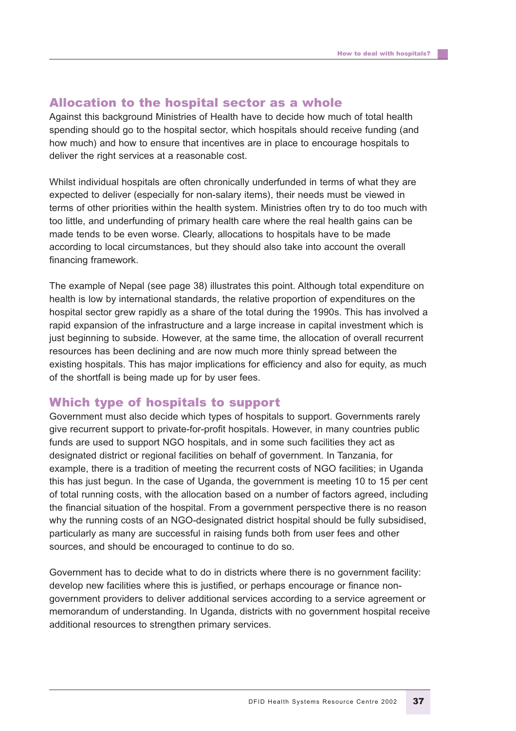## Allocation to the hospital sector as a whole

Against this background Ministries of Health have to decide how much of total health spending should go to the hospital sector, which hospitals should receive funding (and how much) and how to ensure that incentives are in place to encourage hospitals to deliver the right services at a reasonable cost.

Whilst individual hospitals are often chronically underfunded in terms of what they are expected to deliver (especially for non-salary items), their needs must be viewed in terms of other priorities within the health system. Ministries often try to do too much with too little, and underfunding of primary health care where the real health gains can be made tends to be even worse. Clearly, allocations to hospitals have to be made according to local circumstances, but they should also take into account the overall financing framework.

The example of Nepal (see page 38) illustrates this point. Although total expenditure on health is low by international standards, the relative proportion of expenditures on the hospital sector grew rapidly as a share of the total during the 1990s. This has involved a rapid expansion of the infrastructure and a large increase in capital investment which is just beginning to subside. However, at the same time, the allocation of overall recurrent resources has been declining and are now much more thinly spread between the existing hospitals. This has major implications for efficiency and also for equity, as much of the shortfall is being made up for by user fees.

## Which type of hospitals to support

Government must also decide which types of hospitals to support. Governments rarely give recurrent support to private-for-profit hospitals. However, in many countries public funds are used to support NGO hospitals, and in some such facilities they act as designated district or regional facilities on behalf of government. In Tanzania, for example, there is a tradition of meeting the recurrent costs of NGO facilities; in Uganda this has just begun. In the case of Uganda, the government is meeting 10 to 15 per cent of total running costs, with the allocation based on a number of factors agreed, including the financial situation of the hospital. From a government perspective there is no reason why the running costs of an NGO-designated district hospital should be fully subsidised, particularly as many are successful in raising funds both from user fees and other sources, and should be encouraged to continue to do so.

Government has to decide what to do in districts where there is no government facility: develop new facilities where this is justified, or perhaps encourage or finance non-government providers to deliver additional services according to a service agreement or memorandum of understanding. In Uganda, districts with no government hospital receive additional resources to strengthen primary services.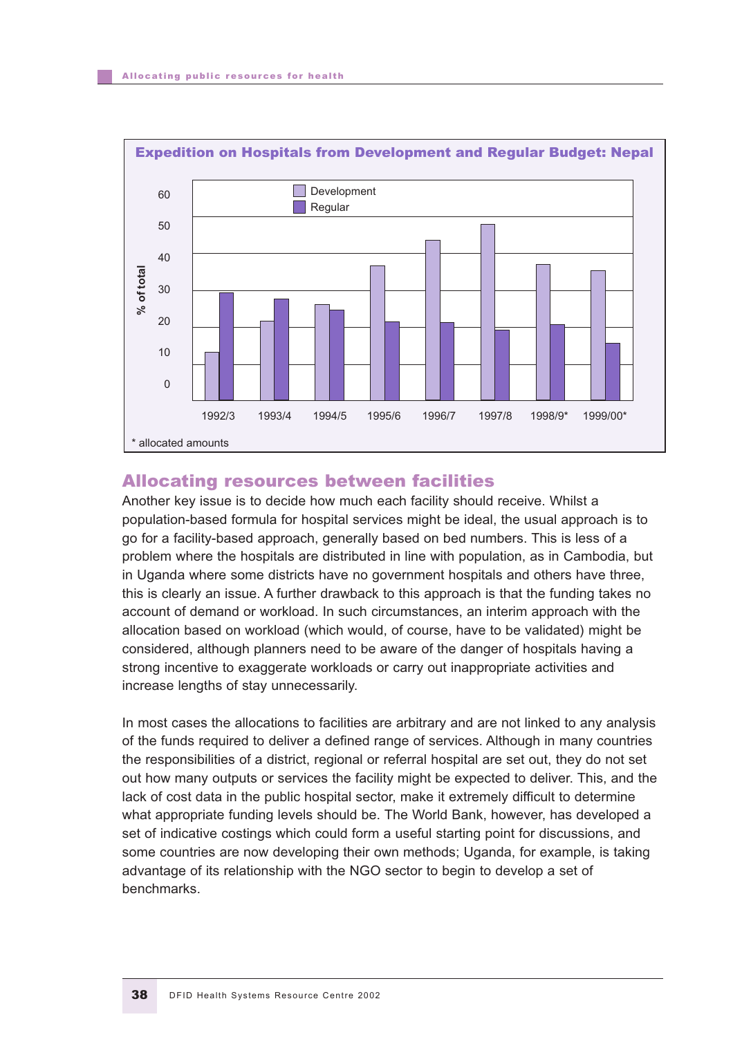**Expedition on Hospitals from Development and Regular Budget: Nepal**

* allocated amounts

## Allocating resources between facilities

Another key issue is to decide how much each facility should receive. Whilst a population-based formula for hospital services might be ideal, the usual approach is to go for a facility-based approach, generally based on bed numbers. This is less of a problem where the hospitals are distributed in line with population, as in Cambodia, but in Uganda where some districts have no government hospitals and others have three, this is clearly an issue. A further drawback to this approach is that the funding takes no account of demand or workload. In such circumstances, an interim approach with the allocation based on workload (which would, of course, have to be validated) might be considered, although planners need to be aware of the danger of hospitals having a strong incentive to exaggerate workloads or carry out inappropriate activities and increase lengths of stay unnecessarily.

In most cases the allocations to facilities are arbitrary and are not linked to any analysis of the funds required to deliver a defined range of services. Although in many countries the responsibilities of a district, regional or referral hospital are set out, they do not set out how many outputs or services the facility might be expected to deliver. This, and the lack of cost data in the public hospital sector, make it extremely difficult to determine what appropriate funding levels should be. The World Bank, however, has developed a set of indicative costings which could form a useful starting point for discussions, and some countries are now developing their own methods; Uganda, for example, is taking advantage of its relationship with the NGO sector to begin to develop a set of benchmarks.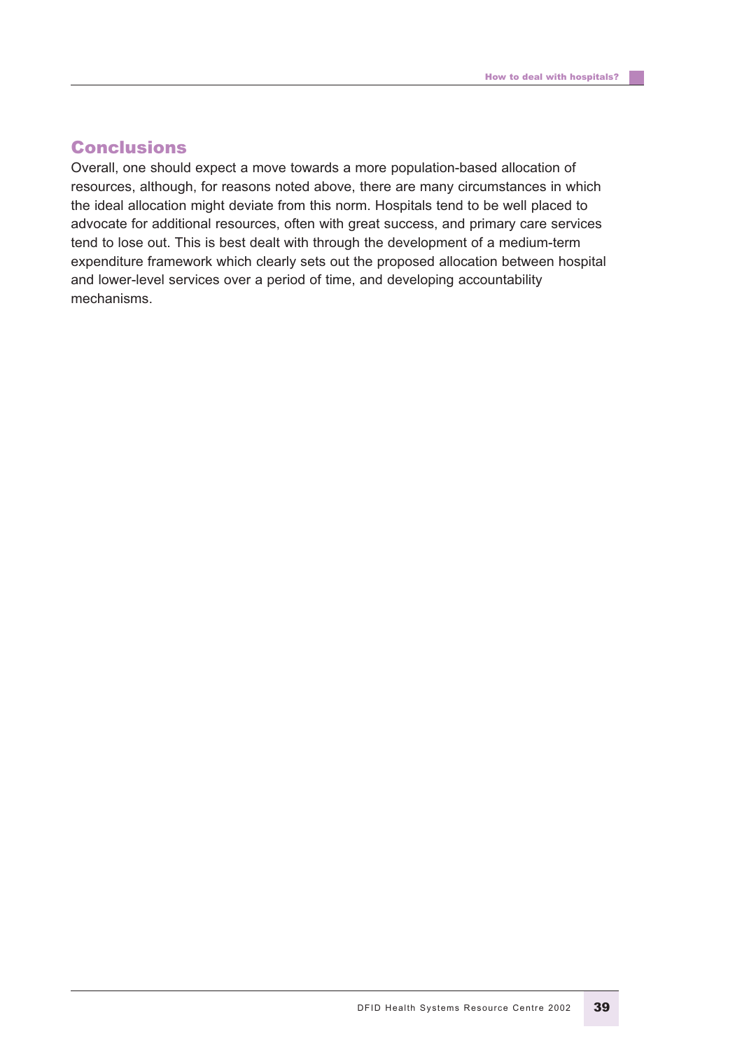## Conclusions

Overall, one should expect a move towards a more population-based allocation of resources, although, for reasons noted above, there are many circumstances in which the ideal allocation might deviate from this norm. Hospitals tend to be well placed to advocate for additional resources, often with great success, and primary care services tend to lose out. This is best dealt with through the development of a medium-term expenditure framework which clearly sets out the proposed allocation between hospital and lower-level services over a period of time, and developing accountability mechanisms.